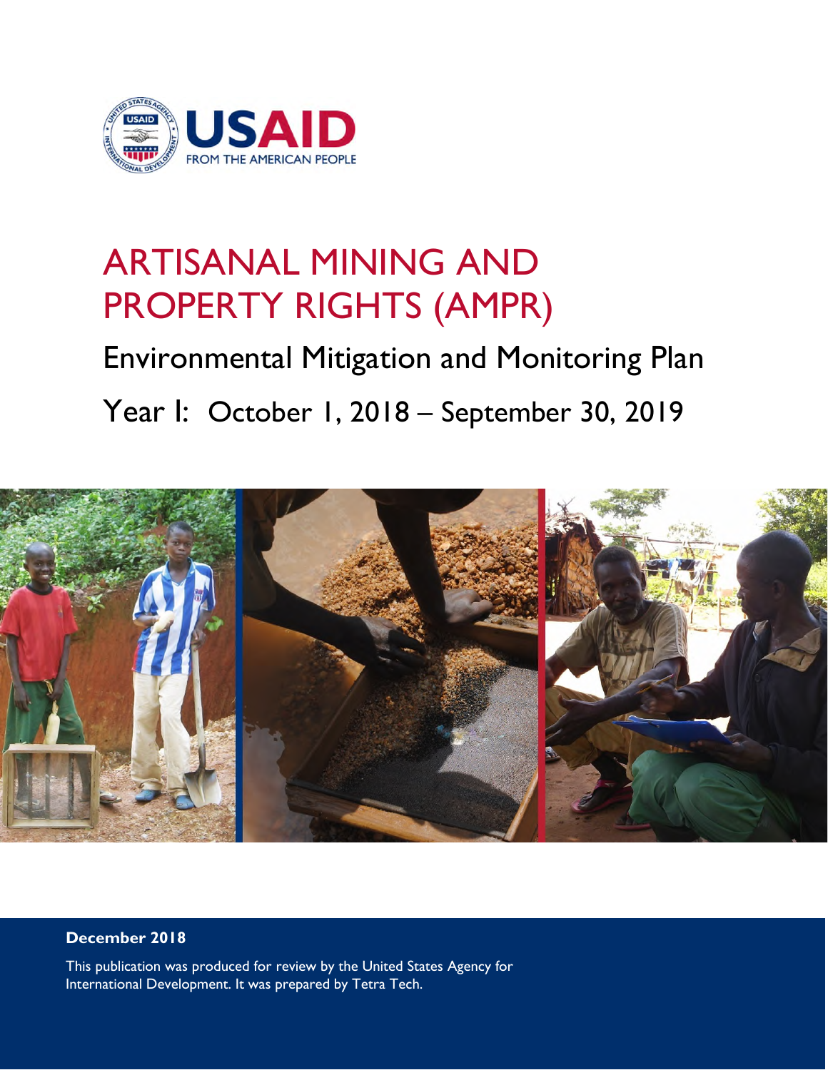# ARTISANAL MINING AND PROPERTY RIGHTS (AMPR)

## Environmental Mitigation and Monitoring Plan

## Year I: October 1, 2018 – September 30, 2019

**December 2018**

This publication was produced for review by the United States Agency for International Development. It was prepared by Tetra Tech.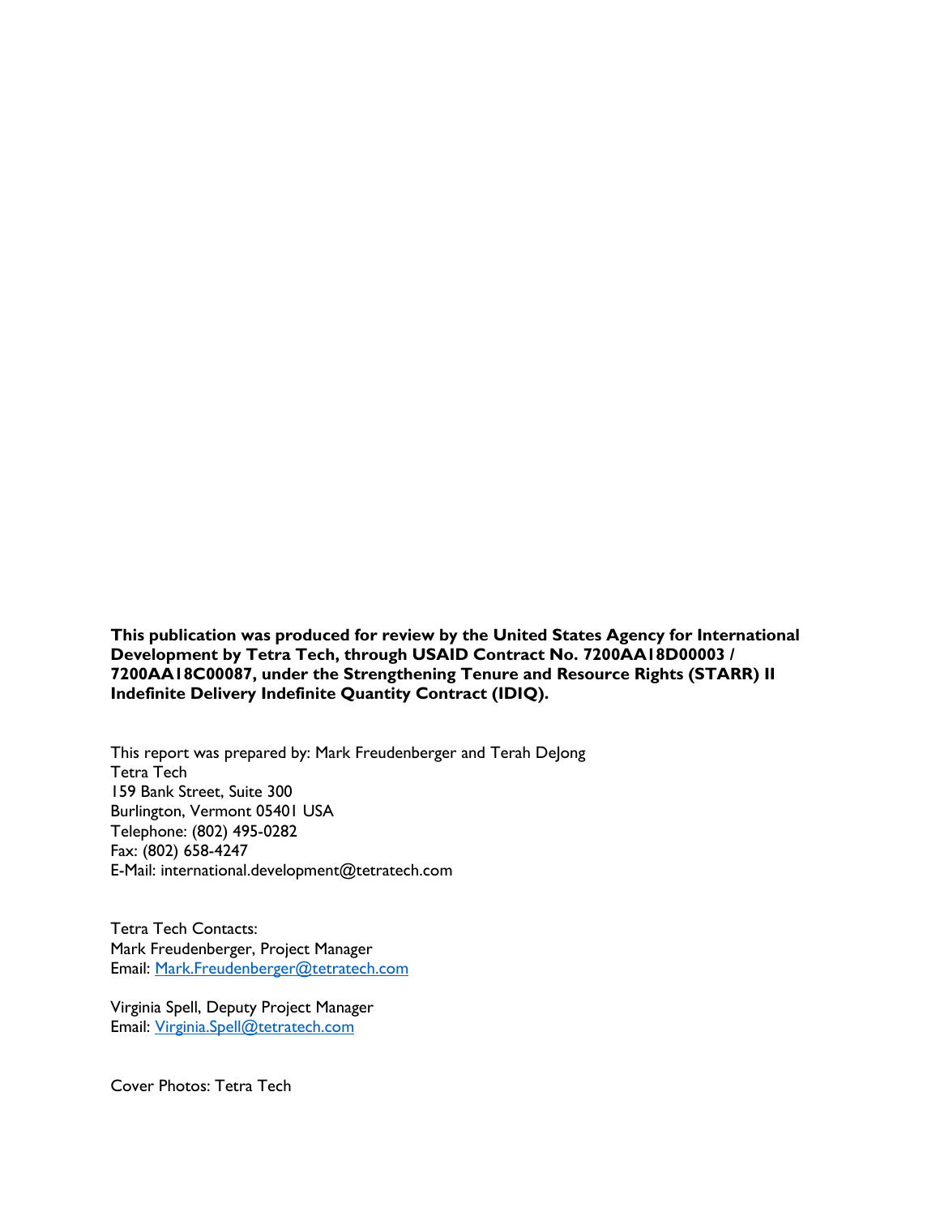**This publication was produced for review by the United States Agency for International Development by Tetra Tech, through USAID Contract No. 7200AA18D00003 / 7200AA18C00087, under the Strengthening Tenure and Resource Rights (STARR) II Indefinite Delivery Indefinite Quantity Contract (IDIQ).**

This report was prepared by: Mark Freudenberger and Terah DeJong
Tetra Tech
159 Bank Street, Suite 300
Burlington, Vermont 05401 USA
Telephone: (802) 495-0282
Fax: (802) 658-4247
E-Mail: international.development@tetratech.com

Tetra Tech Contacts:
Mark Freudenberger, Project Manager
Email: Mark.Freudenberger@tetratech.com

Virginia Spell, Deputy Project Manager
Email: Virginia.Spell@tetratech.com

Cover Photos: Tetra Tech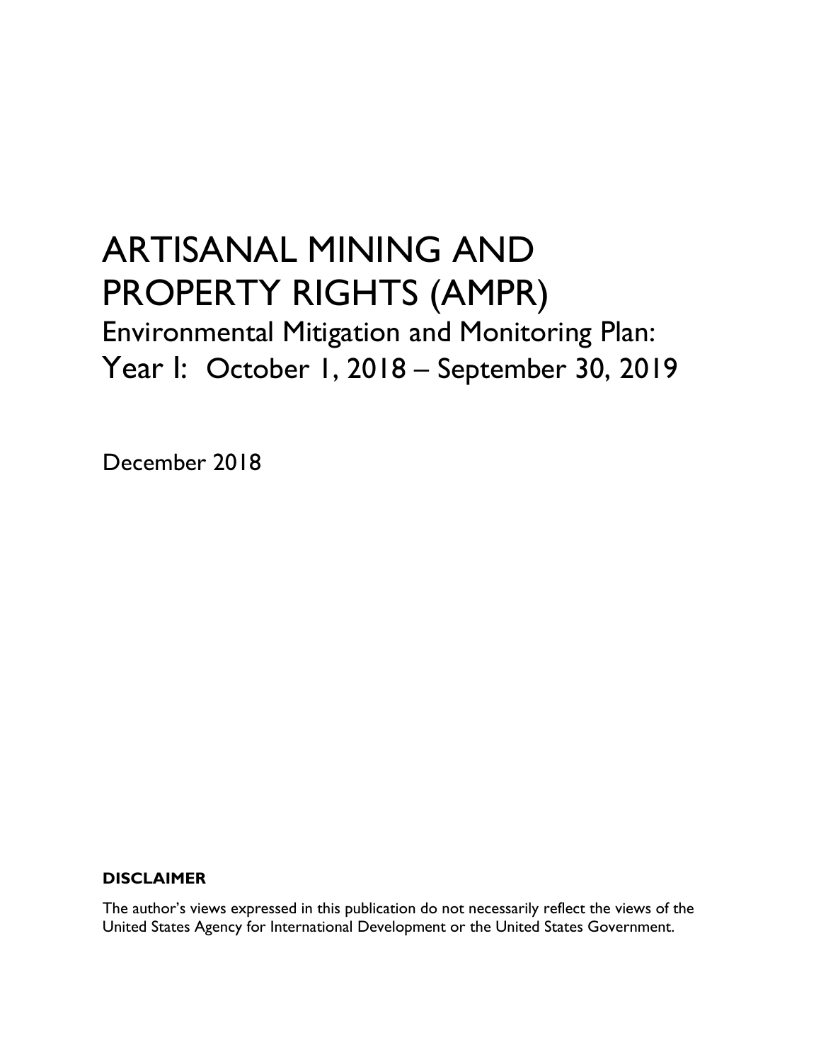# ARTISANAL MINING AND PROPERTY RIGHTS (AMPR)

## Environmental Mitigation and Monitoring Plan:

## Year I: October 1, 2018 – September 30, 2019

December 2018

**DISCLAIMER**

The author's views expressed in this publication do not necessarily reflect the views of the United States Agency for International Development or the United States Government.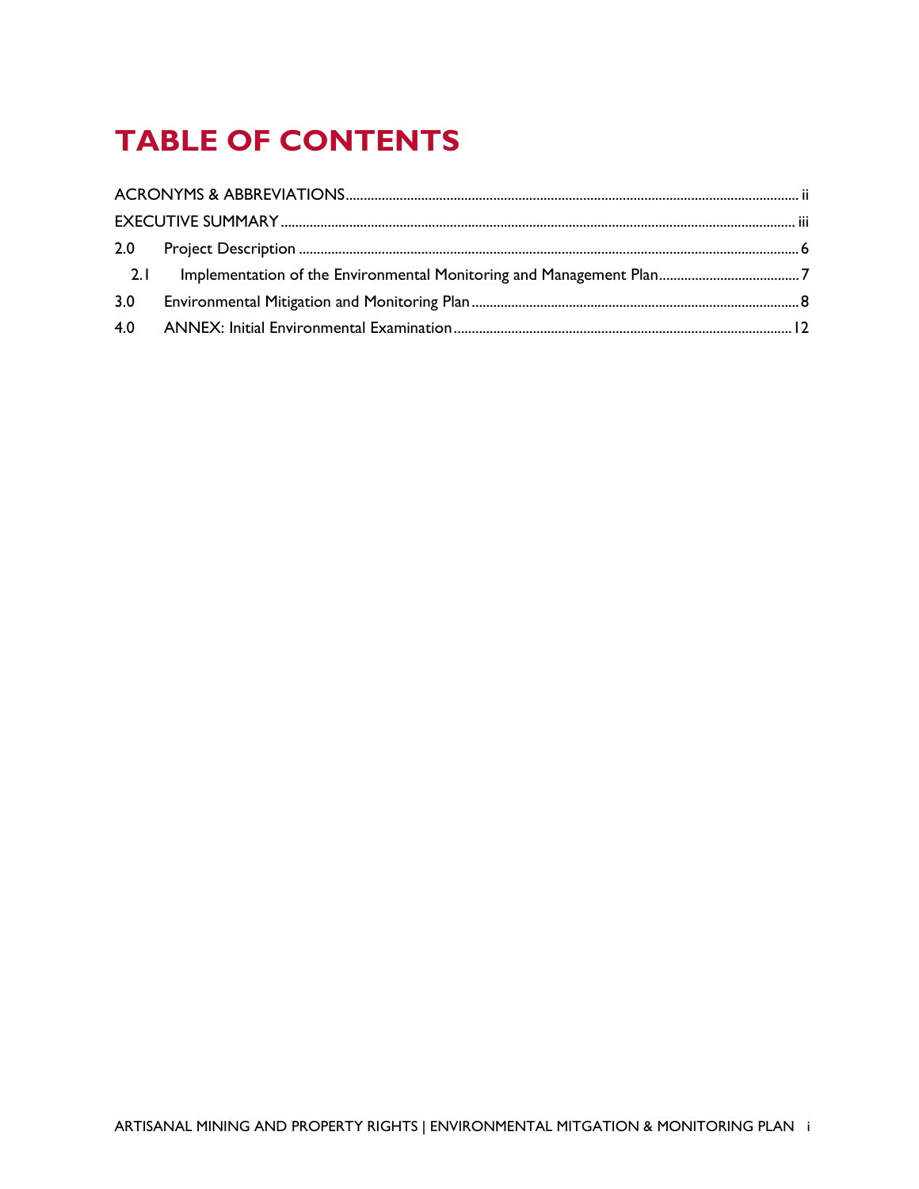# TABLE OF CONTENTS

ACRONYMS & ABBREVIATIONS ........ ii

EXECUTIVE SUMMARY ........ iii

2.0 Project Description ........ 6

2.1 Implementation of the Environmental Monitoring and Management Plan ........ 7

3.0 Environmental Mitigation and Monitoring Plan ........ 8

4.0 ANNEX: Initial Environmental Examination ........ 12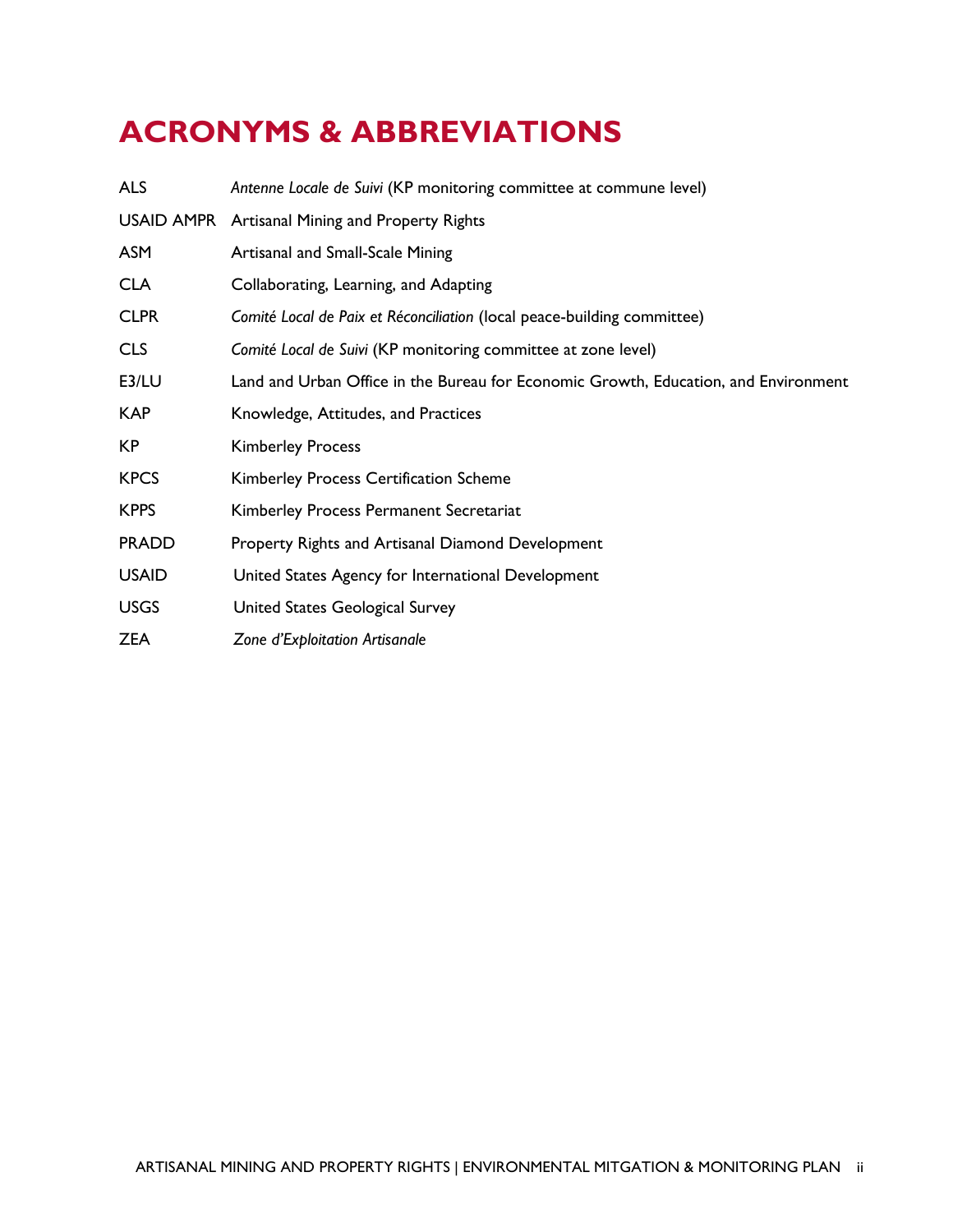# ACRONYMS & ABBREVIATIONS

| | |
|---|---|
| ALS | *Antenne Locale de Suivi* (KP monitoring committee at commune level) |
| USAID AMPR | Artisanal Mining and Property Rights |
| ASM | Artisanal and Small-Scale Mining |
| CLA | Collaborating, Learning, and Adapting |
| CLPR | *Comité Local de Paix et Réconciliation* (local peace-building committee) |
| CLS | *Comité Local de Suivi* (KP monitoring committee at zone level) |
| E3/LU | Land and Urban Office in the Bureau for Economic Growth, Education, and Environment |
| KAP | Knowledge, Attitudes, and Practices |
| KP | Kimberley Process |
| KPCS | Kimberley Process Certification Scheme |
| KPPS | Kimberley Process Permanent Secretariat |
| PRADD | Property Rights and Artisanal Diamond Development |
| USAID | United States Agency for International Development |
| USGS | United States Geological Survey |
| ZEA | *Zone d'Exploitation Artisanale* |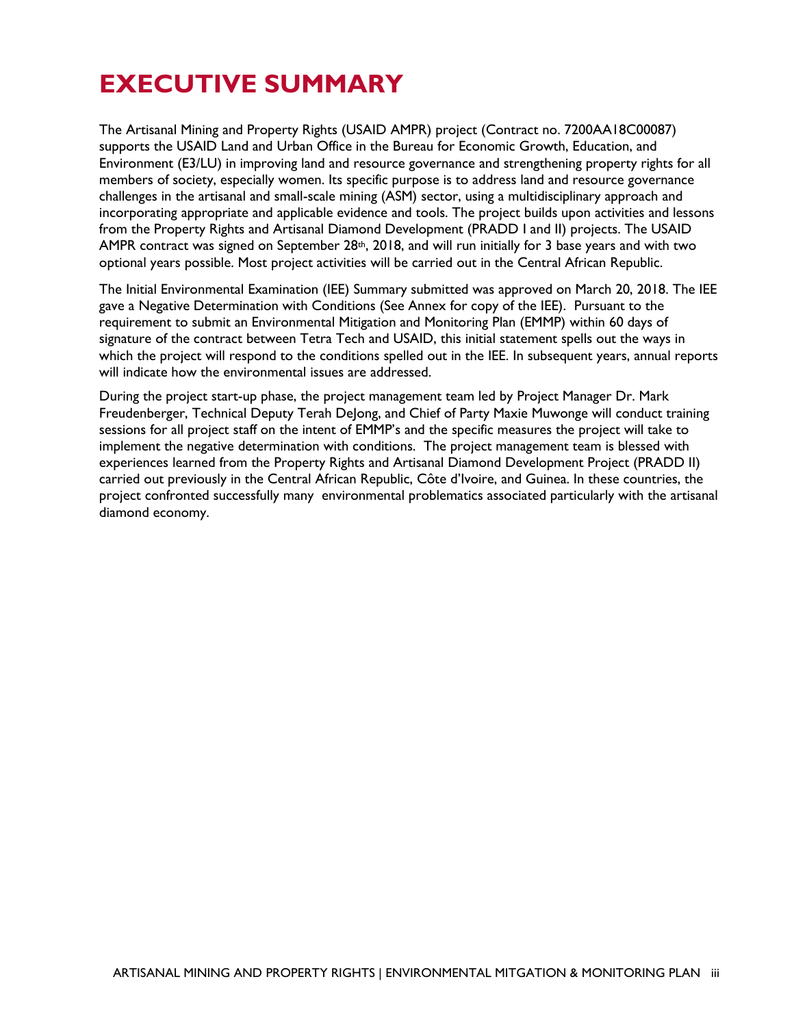# EXECUTIVE SUMMARY

The Artisanal Mining and Property Rights (USAID AMPR) project (Contract no. 7200AA18C00087) supports the USAID Land and Urban Office in the Bureau for Economic Growth, Education, and Environment (E3/LU) in improving land and resource governance and strengthening property rights for all members of society, especially women. Its specific purpose is to address land and resource governance challenges in the artisanal and small-scale mining (ASM) sector, using a multidisciplinary approach and incorporating appropriate and applicable evidence and tools. The project builds upon activities and lessons from the Property Rights and Artisanal Diamond Development (PRADD I and II) projects. The USAID AMPR contract was signed on September 28th, 2018, and will run initially for 3 base years and with two optional years possible. Most project activities will be carried out in the Central African Republic.

The Initial Environmental Examination (IEE) Summary submitted was approved on March 20, 2018. The IEE gave a Negative Determination with Conditions (See Annex for copy of the IEE). Pursuant to the requirement to submit an Environmental Mitigation and Monitoring Plan (EMMP) within 60 days of signature of the contract between Tetra Tech and USAID, this initial statement spells out the ways in which the project will respond to the conditions spelled out in the IEE. In subsequent years, annual reports will indicate how the environmental issues are addressed.

During the project start-up phase, the project management team led by Project Manager Dr. Mark Freudenberger, Technical Deputy Terah DeJong, and Chief of Party Maxie Muwonge will conduct training sessions for all project staff on the intent of EMMP's and the specific measures the project will take to implement the negative determination with conditions. The project management team is blessed with experiences learned from the Property Rights and Artisanal Diamond Development Project (PRADD II) carried out previously in the Central African Republic, Côte d'Ivoire, and Guinea. In these countries, the project confronted successfully many environmental problematics associated particularly with the artisanal diamond economy.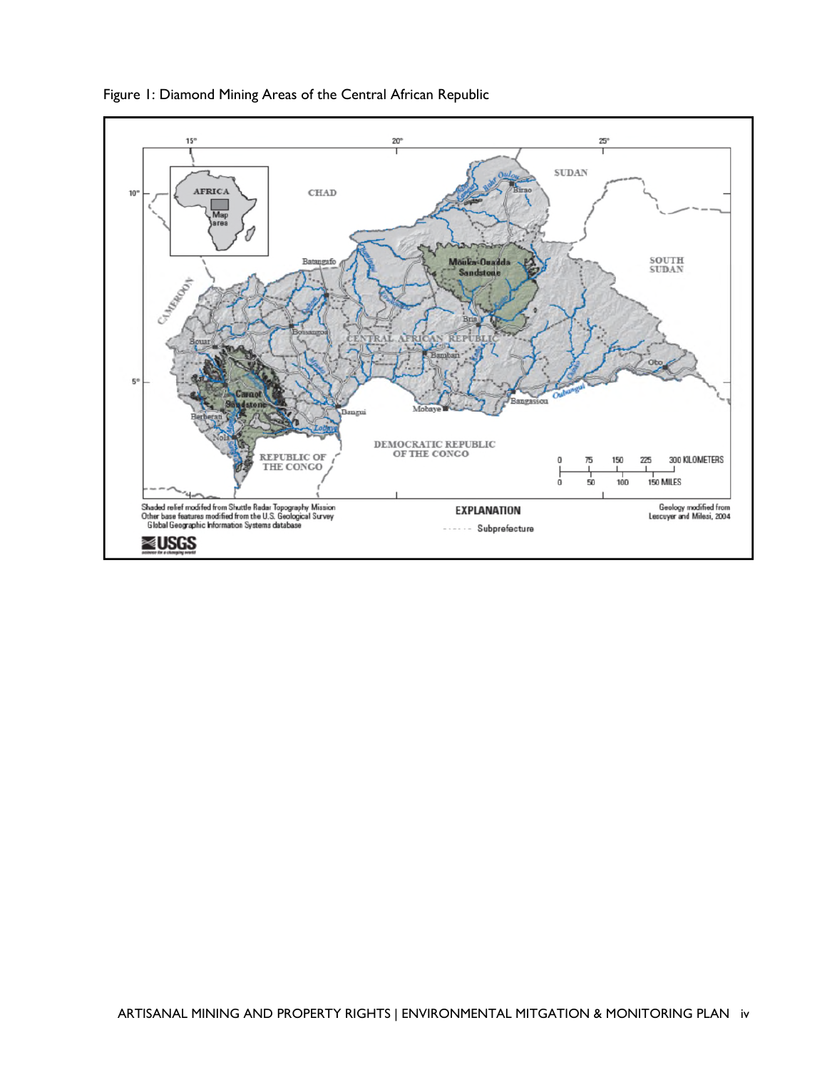Figure 1: Diamond Mining Areas of the Central African Republic

15°
20°
25°
10°
5°

AFRICA
Map area

CHAD
SUDAN
SOUTH SUDAN
CAMEROON
CENTRAL AFRICAN REPUBLIC
DEMOCRATIC REPUBLIC OF THE CONGO
REPUBLIC OF THE CONGO

Mouka-Ouadda Sandstone
Carnot Sandstone

Birao
Batangafo
Bria
Bossangoa
Bouar
Bambari
Bangui
Mobaye
Bangassou
Obo
Berberati
Nola

Bahr Aouk
Oubangui
Lobaye

0 75 150 225 300 KILOMETERS
0 50 100 150 MILES

Shaded relief modifed from Shuttle Radar Topography Mission
Other base features modified from the U.S. Geological Survey Global Geographic Information Systems database

EXPLANATION
Subprefecture

Geology modified from Lescuyer and Milesi, 2004

USGS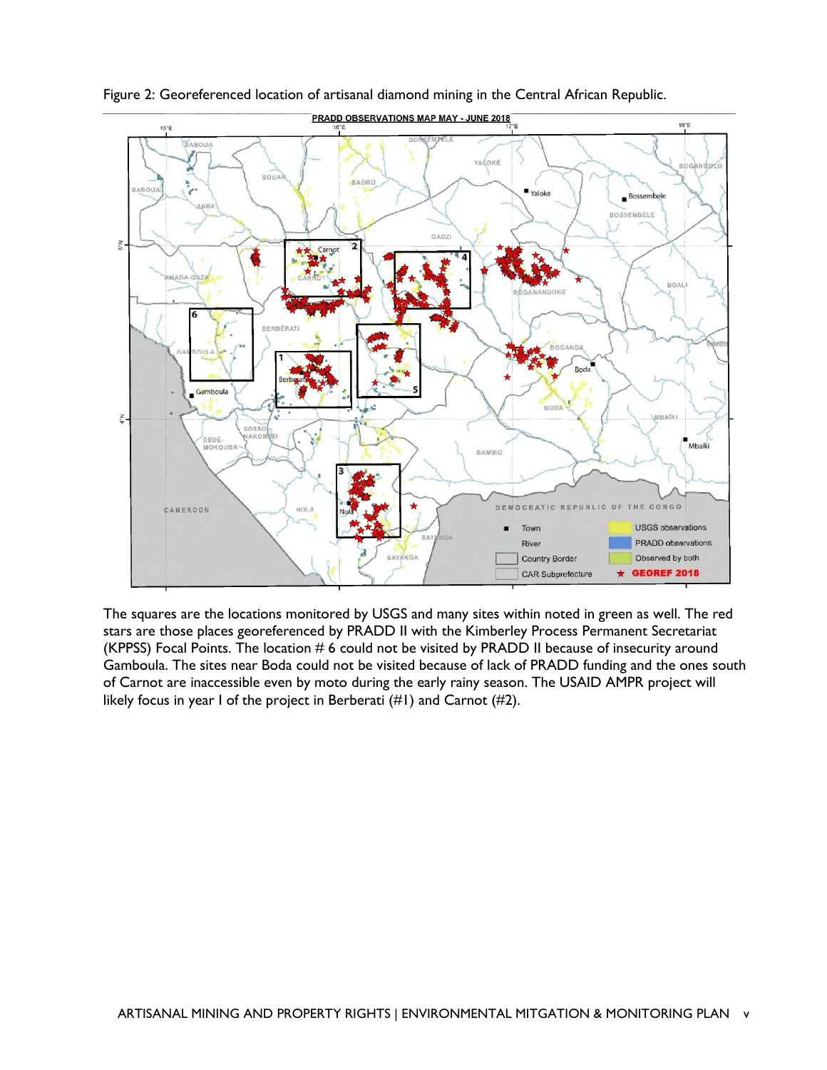Figure 2: Georeferenced location of artisanal diamond mining in the Central African Republic.

PRADD OBSERVATIONS MAP MAY - JUNE 2018

15°E
16°E
17°E
18°E
5°N
4°N

BABOUA
BOUAR
BAORO
BOSSEMTELE
YALOKE
Yaloke
BOGANGOLO
Bossembele
BOSSEMBÉLÉ
ABBA
GADZI
AMADA-GAZA
Carnot
CARNOT
BOGANANGONE
BOALI
BERBÉRATI
BOGANDA
Boda
GAMBOULA
Berberati
BODA
Gamboula
SOSSO-NAKOMBO
DÉDÉ-MOKOUBA
BAMBIO
MBAÏKI
Mbaïki
CAMEROON
NOLA
Nola
DEMOCRATIC REPUBLIC OF THE CONGO
BAYANGA

1
2
3
4
5
6

Town
River
Country Border
CAR Subprefecture
USGS observations
PRADD observations
Observed by both
GEOREF 2018

The squares are the locations monitored by USGS and many sites within noted in green as well. The red stars are those places georeferenced by PRADD II with the Kimberley Process Permanent Secretariat (KPPSS) Focal Points. The location # 6 could not be visited by PRADD II because of insecurity around Gamboula. The sites near Boda could not be visited because of lack of PRADD funding and the ones south of Carnot are inaccessible even by moto during the early rainy season. The USAID AMPR project will likely focus in year I of the project in Berberati (#1) and Carnot (#2).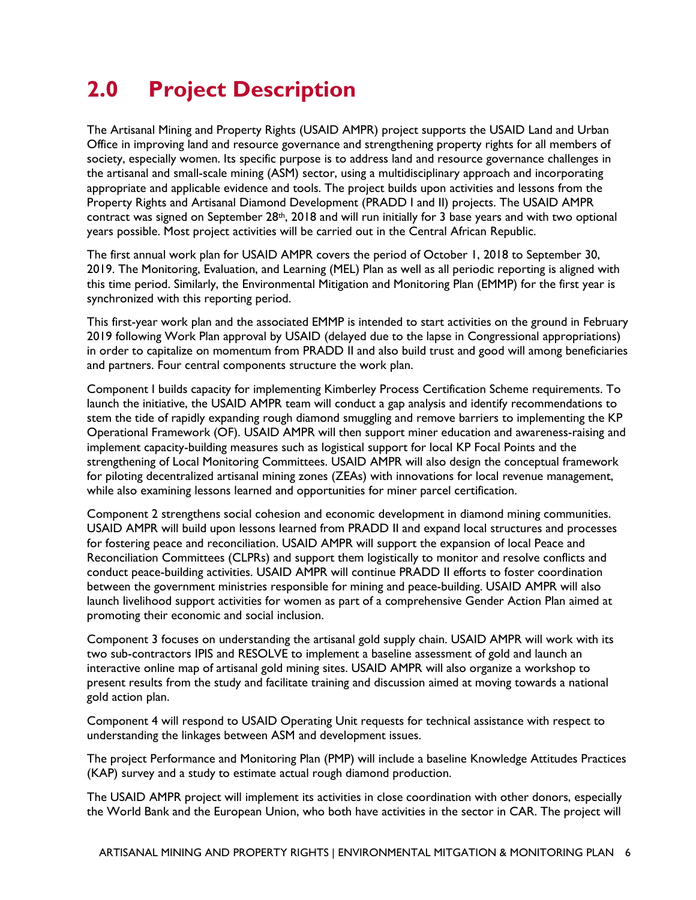# 2.0 Project Description

The Artisanal Mining and Property Rights (USAID AMPR) project supports the USAID Land and Urban Office in improving land and resource governance and strengthening property rights for all members of society, especially women. Its specific purpose is to address land and resource governance challenges in the artisanal and small-scale mining (ASM) sector, using a multidisciplinary approach and incorporating appropriate and applicable evidence and tools. The project builds upon activities and lessons from the Property Rights and Artisanal Diamond Development (PRADD I and II) projects. The USAID AMPR contract was signed on September 28th, 2018 and will run initially for 3 base years and with two optional years possible. Most project activities will be carried out in the Central African Republic.

The first annual work plan for USAID AMPR covers the period of October 1, 2018 to September 30, 2019. The Monitoring, Evaluation, and Learning (MEL) Plan as well as all periodic reporting is aligned with this time period. Similarly, the Environmental Mitigation and Monitoring Plan (EMMP) for the first year is synchronized with this reporting period.

This first-year work plan and the associated EMMP is intended to start activities on the ground in February 2019 following Work Plan approval by USAID (delayed due to the lapse in Congressional appropriations) in order to capitalize on momentum from PRADD II and also build trust and good will among beneficiaries and partners. Four central components structure the work plan.

Component 1 builds capacity for implementing Kimberley Process Certification Scheme requirements. To launch the initiative, the USAID AMPR team will conduct a gap analysis and identify recommendations to stem the tide of rapidly expanding rough diamond smuggling and remove barriers to implementing the KP Operational Framework (OF). USAID AMPR will then support miner education and awareness-raising and implement capacity-building measures such as logistical support for local KP Focal Points and the strengthening of Local Monitoring Committees. USAID AMPR will also design the conceptual framework for piloting decentralized artisanal mining zones (ZEAs) with innovations for local revenue management, while also examining lessons learned and opportunities for miner parcel certification.

Component 2 strengthens social cohesion and economic development in diamond mining communities. USAID AMPR will build upon lessons learned from PRADD II and expand local structures and processes for fostering peace and reconciliation. USAID AMPR will support the expansion of local Peace and Reconciliation Committees (CLPRs) and support them logistically to monitor and resolve conflicts and conduct peace-building activities. USAID AMPR will continue PRADD II efforts to foster coordination between the government ministries responsible for mining and peace-building. USAID AMPR will also launch livelihood support activities for women as part of a comprehensive Gender Action Plan aimed at promoting their economic and social inclusion.

Component 3 focuses on understanding the artisanal gold supply chain. USAID AMPR will work with its two sub-contractors IPIS and RESOLVE to implement a baseline assessment of gold and launch an interactive online map of artisanal gold mining sites. USAID AMPR will also organize a workshop to present results from the study and facilitate training and discussion aimed at moving towards a national gold action plan.

Component 4 will respond to USAID Operating Unit requests for technical assistance with respect to understanding the linkages between ASM and development issues.

The project Performance and Monitoring Plan (PMP) will include a baseline Knowledge Attitudes Practices (KAP) survey and a study to estimate actual rough diamond production.

The USAID AMPR project will implement its activities in close coordination with other donors, especially the World Bank and the European Union, who both have activities in the sector in CAR. The project will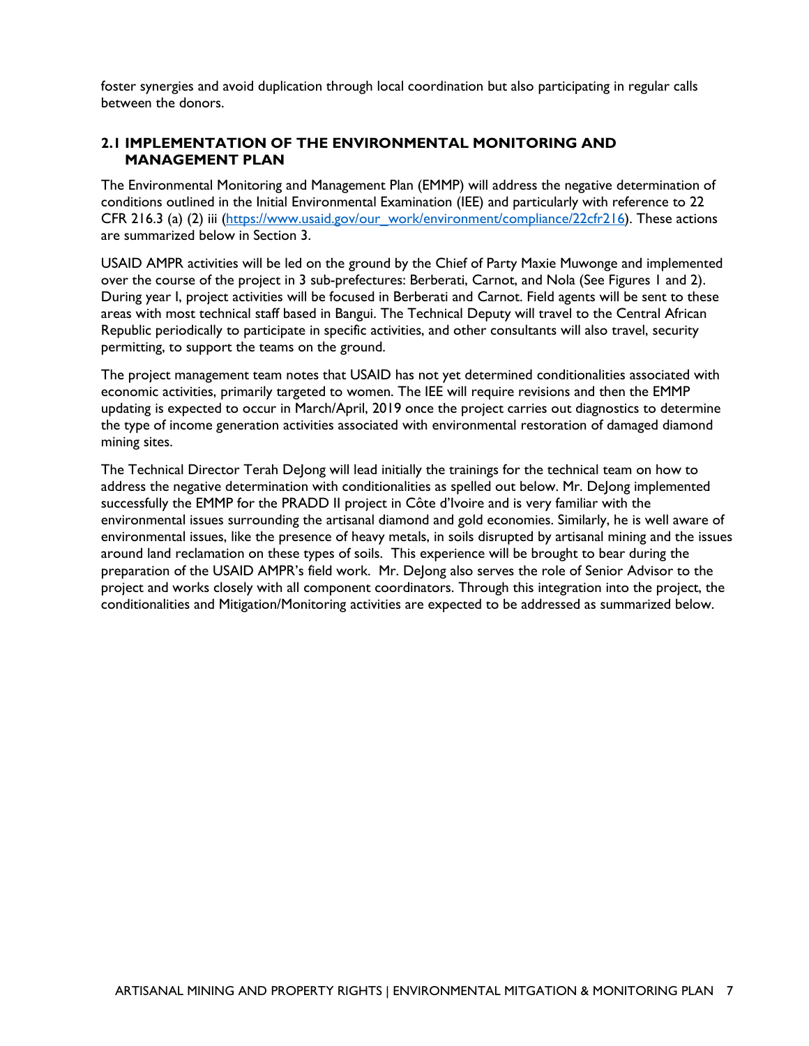foster synergies and avoid duplication through local coordination but also participating in regular calls between the donors.

### 2.1 IMPLEMENTATION OF THE ENVIRONMENTAL MONITORING AND MANAGEMENT PLAN

The Environmental Monitoring and Management Plan (EMMP) will address the negative determination of conditions outlined in the Initial Environmental Examination (IEE) and particularly with reference to 22 CFR 216.3 (a) (2) iii (https://www.usaid.gov/our_work/environment/compliance/22cfr216). These actions are summarized below in Section 3.

USAID AMPR activities will be led on the ground by the Chief of Party Maxie Muwonge and implemented over the course of the project in 3 sub-prefectures: Berberati, Carnot, and Nola (See Figures 1 and 2). During year I, project activities will be focused in Berberati and Carnot. Field agents will be sent to these areas with most technical staff based in Bangui. The Technical Deputy will travel to the Central African Republic periodically to participate in specific activities, and other consultants will also travel, security permitting, to support the teams on the ground.

The project management team notes that USAID has not yet determined conditionalities associated with economic activities, primarily targeted to women. The IEE will require revisions and then the EMMP updating is expected to occur in March/April, 2019 once the project carries out diagnostics to determine the type of income generation activities associated with environmental restoration of damaged diamond mining sites.

The Technical Director Terah DeJong will lead initially the trainings for the technical team on how to address the negative determination with conditionalities as spelled out below. Mr. DeJong implemented successfully the EMMP for the PRADD II project in Côte d'Ivoire and is very familiar with the environmental issues surrounding the artisanal diamond and gold economies. Similarly, he is well aware of environmental issues, like the presence of heavy metals, in soils disrupted by artisanal mining and the issues around land reclamation on these types of soils. This experience will be brought to bear during the preparation of the USAID AMPR's field work. Mr. DeJong also serves the role of Senior Advisor to the project and works closely with all component coordinators. Through this integration into the project, the conditionalities and Mitigation/Monitoring activities are expected to be addressed as summarized below.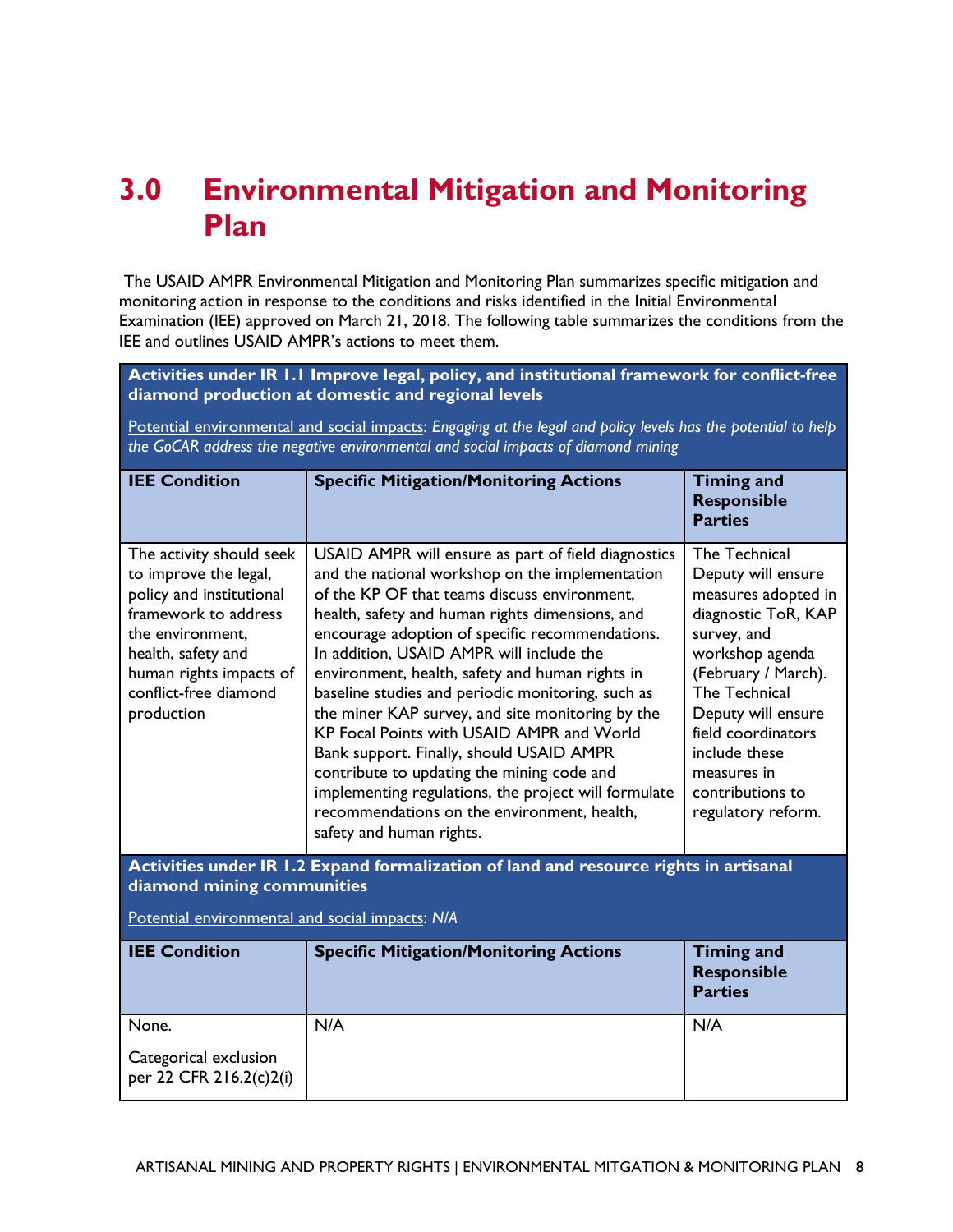# 3.0 Environmental Mitigation and Monitoring Plan

The USAID AMPR Environmental Mitigation and Monitoring Plan summarizes specific mitigation and monitoring action in response to the conditions and risks identified in the Initial Environmental Examination (IEE) approved on March 21, 2018. The following table summarizes the conditions from the IEE and outlines USAID AMPR's actions to meet them.

| **Activities under IR 1.1 Improve legal, policy, and institutional framework for conflict-free diamond production at domestic and regional levels**<br><br>Potential environmental and social impacts: *Engaging at the legal and policy levels has the potential to help the GoCAR address the negative environmental and social impacts of diamond mining* | | |
|---|---|---|
| **IEE Condition** | **Specific Mitigation/Monitoring Actions** | **Timing and Responsible Parties** |
| The activity should seek to improve the legal, policy and institutional framework to address the environment, health, safety and human rights impacts of conflict-free diamond production | USAID AMPR will ensure as part of field diagnostics and the national workshop on the implementation of the KP OF that teams discuss environment, health, safety and human rights dimensions, and encourage adoption of specific recommendations. In addition, USAID AMPR will include the environment, health, safety and human rights in baseline studies and periodic monitoring, such as the miner KAP survey, and site monitoring by the KP Focal Points with USAID AMPR and World Bank support. Finally, should USAID AMPR contribute to updating the mining code and implementing regulations, the project will formulate recommendations on the environment, health, safety and human rights. | The Technical Deputy will ensure measures adopted in diagnostic ToR, KAP survey, and workshop agenda (February / March). The Technical Deputy will ensure field coordinators include these measures in contributions to regulatory reform. |
| **Activities under IR 1.2 Expand formalization of land and resource rights in artisanal diamond mining communities**<br><br>Potential environmental and social impacts: *N/A* | | |
| **IEE Condition** | **Specific Mitigation/Monitoring Actions** | **Timing and Responsible Parties** |
| None.<br><br>Categorical exclusion per 22 CFR 216.2(c)2(i) | N/A | N/A |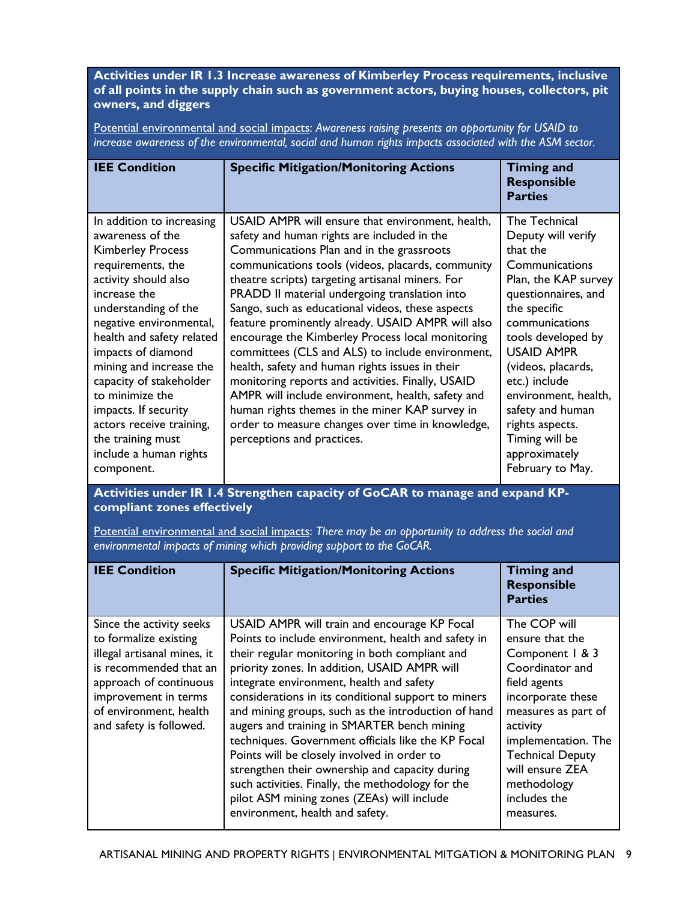**Activities under IR 1.3 Increase awareness of Kimberley Process requirements, inclusive of all points in the supply chain such as government actors, buying houses, collectors, pit owners, and diggers**

Potential environmental and social impacts: *Awareness raising presents an opportunity for USAID to increase awareness of the environmental, social and human rights impacts associated with the ASM sector.*

| IEE Condition | Specific Mitigation/Monitoring Actions | Timing and Responsible Parties |
|---|---|---|
| In addition to increasing awareness of the Kimberley Process requirements, the activity should also increase the understanding of the negative environmental, health and safety related impacts of diamond mining and increase the capacity of stakeholder to minimize the impacts. If security actors receive training, the training must include a human rights component. | USAID AMPR will ensure that environment, health, safety and human rights are included in the Communications Plan and in the grassroots communications tools (videos, placards, community theatre scripts) targeting artisanal miners. For PRADD II material undergoing translation into Sango, such as educational videos, these aspects feature prominently already. USAID AMPR will also encourage the Kimberley Process local monitoring committees (CLS and ALS) to include environment, health, safety and human rights issues in their monitoring reports and activities. Finally, USAID AMPR will include environment, health, safety and human rights themes in the miner KAP survey in order to measure changes over time in knowledge, perceptions and practices. | The Technical Deputy will verify that the Communications Plan, the KAP survey questionnaires, and the specific communications tools developed by USAID AMPR (videos, placards, etc.) include environment, health, safety and human rights aspects. Timing will be approximately February to May. |

**Activities under IR 1.4 Strengthen capacity of GoCAR to manage and expand KP-compliant zones effectively**

Potential environmental and social impacts: *There may be an opportunity to address the social and environmental impacts of mining which providing support to the GoCAR.*

| IEE Condition | Specific Mitigation/Monitoring Actions | Timing and Responsible Parties |
|---|---|---|
| Since the activity seeks to formalize existing illegal artisanal mines, it is recommended that an approach of continuous improvement in terms of environment, health and safety is followed. | USAID AMPR will train and encourage KP Focal Points to include environment, health and safety in their regular monitoring in both compliant and priority zones. In addition, USAID AMPR will integrate environment, health and safety considerations in its conditional support to miners and mining groups, such as the introduction of hand augers and training in SMARTER bench mining techniques. Government officials like the KP Focal Points will be closely involved in order to strengthen their ownership and capacity during such activities. Finally, the methodology for the pilot ASM mining zones (ZEAs) will include environment, health and safety. | The COP will ensure that the Component 1 & 3 Coordinator and field agents incorporate these measures as part of activity implementation. The Technical Deputy will ensure ZEA methodology includes the measures. |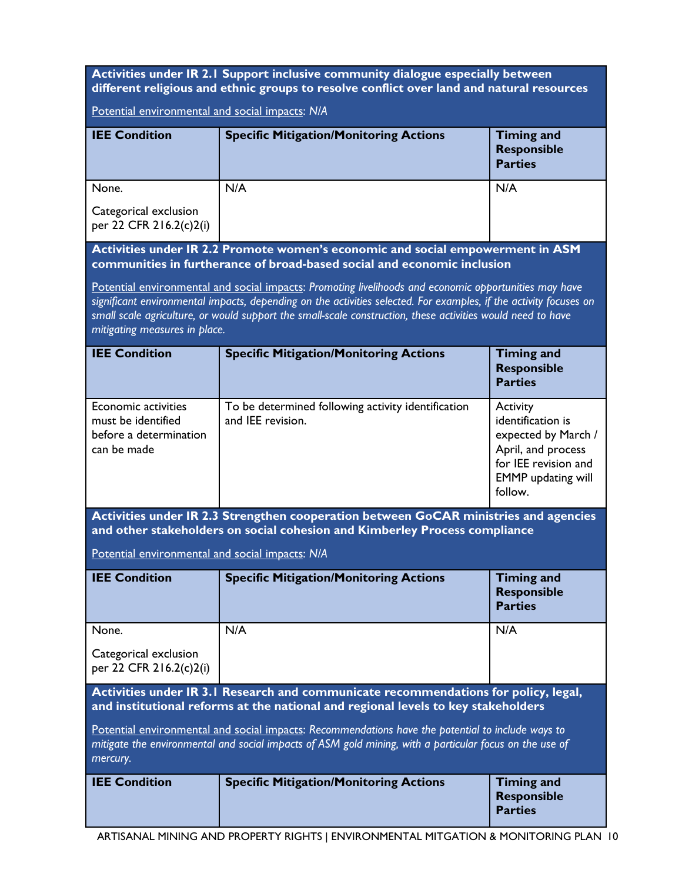**Activities under IR 2.1 Support inclusive community dialogue especially between different religious and ethnic groups to resolve conflict over land and natural resources**

Potential environmental and social impacts: *N/A*

| IEE Condition | Specific Mitigation/Monitoring Actions | Timing and Responsible Parties |
|---|---|---|
| None.<br><br>Categorical exclusion per 22 CFR 216.2(c)2(i) | N/A | N/A |

**Activities under IR 2.2 Promote women's economic and social empowerment in ASM communities in furtherance of broad-based social and economic inclusion**

Potential environmental and social impacts: *Promoting livelihoods and economic opportunities may have significant environmental impacts, depending on the activities selected. For examples, if the activity focuses on small scale agriculture, or would support the small-scale construction, these activities would need to have mitigating measures in place.*

| IEE Condition | Specific Mitigation/Monitoring Actions | Timing and Responsible Parties |
|---|---|---|
| Economic activities must be identified before a determination can be made | To be determined following activity identification and IEE revision. | Activity identification is expected by March / April, and process for IEE revision and EMMP updating will follow. |

**Activities under IR 2.3 Strengthen cooperation between GoCAR ministries and agencies and other stakeholders on social cohesion and Kimberley Process compliance**

Potential environmental and social impacts: *N/A*

| IEE Condition | Specific Mitigation/Monitoring Actions | Timing and Responsible Parties |
|---|---|---|
| None.<br><br>Categorical exclusion per 22 CFR 216.2(c)2(i) | N/A | N/A |

**Activities under IR 3.1 Research and communicate recommendations for policy, legal, and institutional reforms at the national and regional levels to key stakeholders**

Potential environmental and social impacts: *Recommendations have the potential to include ways to mitigate the environmental and social impacts of ASM gold mining, with a particular focus on the use of mercury.*

| IEE Condition | Specific Mitigation/Monitoring Actions | Timing and Responsible Parties |
|---|---|---|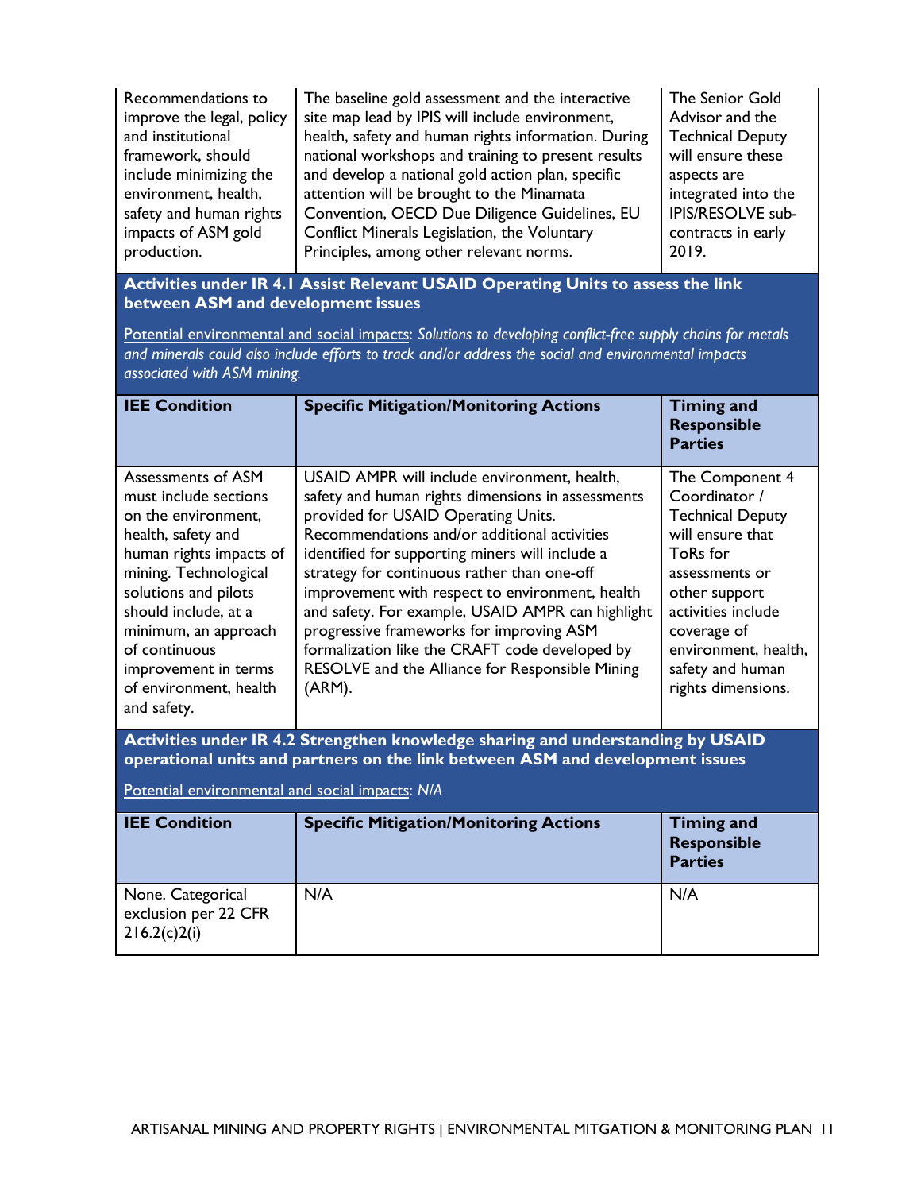| | | |
|---|---|---|
| Recommendations to improve the legal, policy and institutional framework, should include minimizing the environment, health, safety and human rights impacts of ASM gold production. | The baseline gold assessment and the interactive site map lead by IPIS will include environment, health, safety and human rights information. During national workshops and training to present results and develop a national gold action plan, specific attention will be brought to the Minamata Convention, OECD Due Diligence Guidelines, EU Conflict Minerals Legislation, the Voluntary Principles, among other relevant norms. | The Senior Gold Advisor and the Technical Deputy will ensure these aspects are integrated into the IPIS/RESOLVE sub-contracts in early 2019. |

**Activities under IR 4.1 Assist Relevant USAID Operating Units to assess the link between ASM and development issues**

Potential environmental and social impacts: *Solutions to developing conflict-free supply chains for metals and minerals could also include efforts to track and/or address the social and environmental impacts associated with ASM mining.*

| IEE Condition | Specific Mitigation/Monitoring Actions | Timing and Responsible Parties |
|---|---|---|
| Assessments of ASM must include sections on the environment, health, safety and human rights impacts of mining. Technological solutions and pilots should include, at a minimum, an approach of continuous improvement in terms of environment, health and safety. | USAID AMPR will include environment, health, safety and human rights dimensions in assessments provided for USAID Operating Units. Recommendations and/or additional activities identified for supporting miners will include a strategy for continuous rather than one-off improvement with respect to environment, health and safety. For example, USAID AMPR can highlight progressive frameworks for improving ASM formalization like the CRAFT code developed by RESOLVE and the Alliance for Responsible Mining (ARM). | The Component 4 Coordinator / Technical Deputy will ensure that ToRs for assessments or other support activities include coverage of environment, health, safety and human rights dimensions. |

**Activities under IR 4.2 Strengthen knowledge sharing and understanding by USAID operational units and partners on the link between ASM and development issues**

Potential environmental and social impacts: *N/A*

| IEE Condition | Specific Mitigation/Monitoring Actions | Timing and Responsible Parties |
|---|---|---|
| None. Categorical exclusion per 22 CFR 216.2(c)2(i) | N/A | N/A |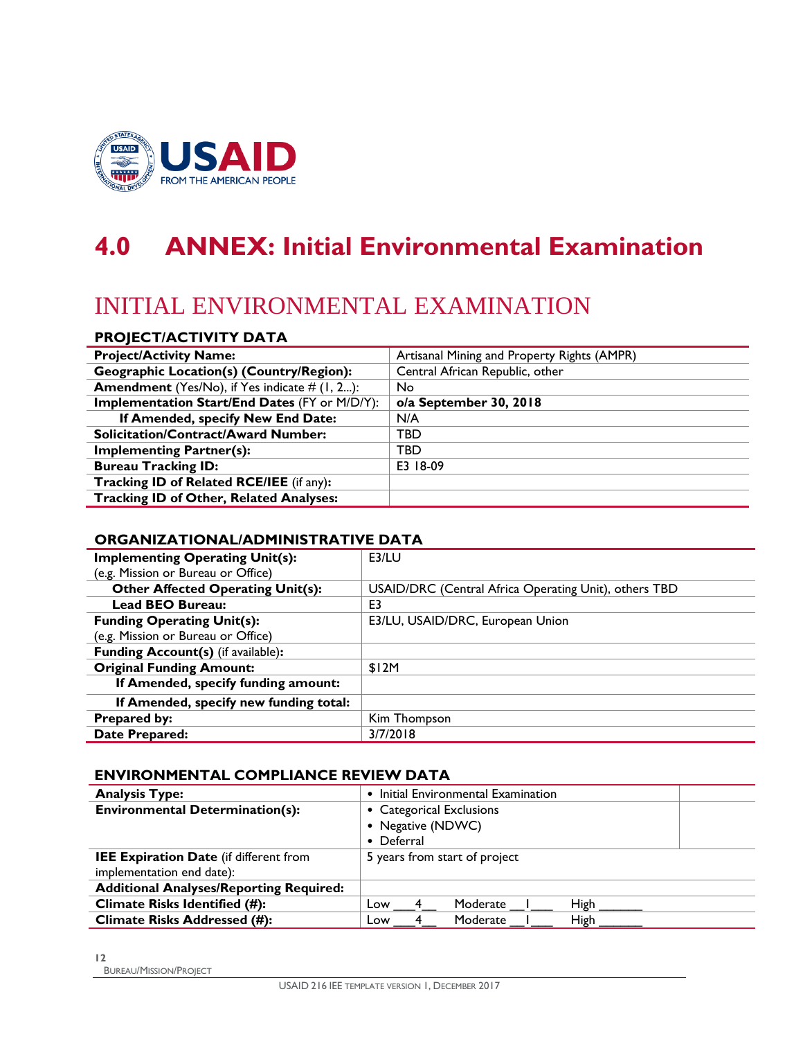# 4.0 ANNEX: Initial Environmental Examination

## INITIAL ENVIRONMENTAL EXAMINATION

### PROJECT/ACTIVITY DATA

| | |
|---|---|
| **Project/Activity Name:** | Artisanal Mining and Property Rights (AMPR) |
| **Geographic Location(s) (Country/Region):** | Central African Republic, other |
| **Amendment** (Yes/No), if Yes indicate # (1, 2...): | No |
| **Implementation Start/End Dates** (FY or M/D/Y): | **o/a September 30, 2018** |
| **If Amended, specify New End Date:** | N/A |
| **Solicitation/Contract/Award Number:** | TBD |
| **Implementing Partner(s):** | TBD |
| **Bureau Tracking ID:** | E3 18-09 |
| **Tracking ID of Related RCE/IEE** (if any): | |
| **Tracking ID of Other, Related Analyses:** | |

### ORGANIZATIONAL/ADMINISTRATIVE DATA

| | |
|---|---|
| **Implementing Operating Unit(s):** (e.g. Mission or Bureau or Office) | E3/LU |
| **Other Affected Operating Unit(s):** | USAID/DRC (Central Africa Operating Unit), others TBD |
| **Lead BEO Bureau:** | E3 |
| **Funding Operating Unit(s):** (e.g. Mission or Bureau or Office) | E3/LU, USAID/DRC, European Union |
| **Funding Account(s)** (if available): | |
| **Original Funding Amount:** | $12M |
| **If Amended, specify funding amount:** | |
| **If Amended, specify new funding total:** | |
| **Prepared by:** | Kim Thompson |
| **Date Prepared:** | 3/7/2018 |

### ENVIRONMENTAL COMPLIANCE REVIEW DATA

| | |
|---|---|
| **Analysis Type:** | • Initial Environmental Examination |
| **Environmental Determination(s):** | • Categorical Exclusions<br>• Negative (NDWC)<br>• Deferral |
| **IEE Expiration Date** (if different from implementation end date): | 5 years from start of project |
| **Additional Analyses/Reporting Required:** | |
| **Climate Risks Identified (#):** | Low \_\_4\_\_ Moderate \_\_1\_\_ High \_\_\_\_\_\_ |
| **Climate Risks Addressed (#):** | Low \_\_4\_\_ Moderate \_\_1\_\_ High \_\_\_\_\_\_ |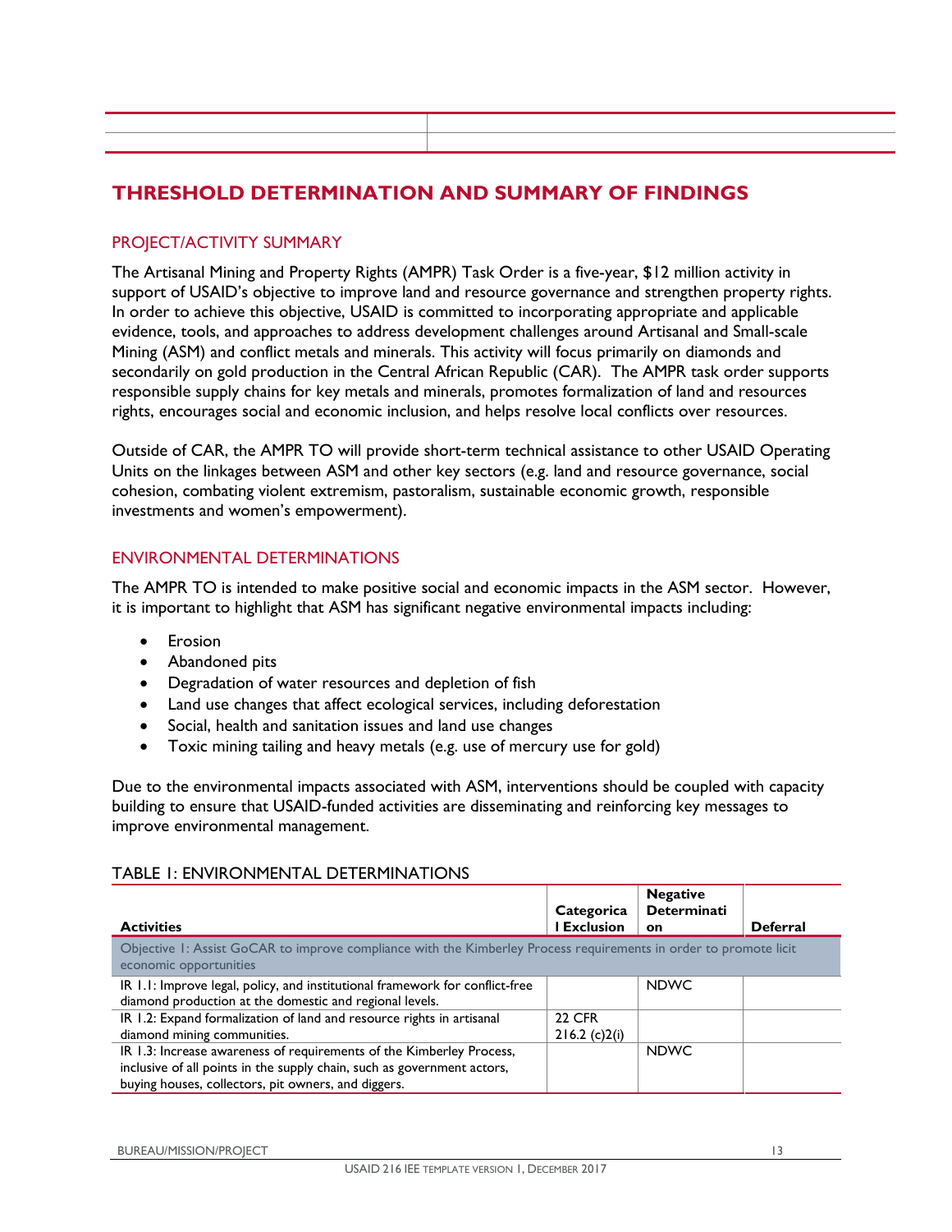## THRESHOLD DETERMINATION AND SUMMARY OF FINDINGS

### PROJECT/ACTIVITY SUMMARY

The Artisanal Mining and Property Rights (AMPR) Task Order is a five-year, $12 million activity in support of USAID's objective to improve land and resource governance and strengthen property rights. In order to achieve this objective, USAID is committed to incorporating appropriate and applicable evidence, tools, and approaches to address development challenges around Artisanal and Small-scale Mining (ASM) and conflict metals and minerals. This activity will focus primarily on diamonds and secondarily on gold production in the Central African Republic (CAR). The AMPR task order supports responsible supply chains for key metals and minerals, promotes formalization of land and resources rights, encourages social and economic inclusion, and helps resolve local conflicts over resources.

Outside of CAR, the AMPR TO will provide short-term technical assistance to other USAID Operating Units on the linkages between ASM and other key sectors (e.g. land and resource governance, social cohesion, combating violent extremism, pastoralism, sustainable economic growth, responsible investments and women's empowerment).

### ENVIRONMENTAL DETERMINATIONS

The AMPR TO is intended to make positive social and economic impacts in the ASM sector. However, it is important to highlight that ASM has significant negative environmental impacts including:

- Erosion
- Abandoned pits
- Degradation of water resources and depletion of fish
- Land use changes that affect ecological services, including deforestation
- Social, health and sanitation issues and land use changes
- Toxic mining tailing and heavy metals (e.g. use of mercury use for gold)

Due to the environmental impacts associated with ASM, interventions should be coupled with capacity building to ensure that USAID-funded activities are disseminating and reinforcing key messages to improve environmental management.

TABLE 1: ENVIRONMENTAL DETERMINATIONS

| Activities | Categorical Exclusion | Negative Determination | Deferral |
|---|---|---|---|
| Objective 1: Assist GoCAR to improve compliance with the Kimberley Process requirements in order to promote licit economic opportunities | | | |
| IR 1.1: Improve legal, policy, and institutional framework for conflict-free diamond production at the domestic and regional levels. | | NDWC | |
| IR 1.2: Expand formalization of land and resource rights in artisanal diamond mining communities. | 22 CFR 216.2 (c)2(i) | | |
| IR 1.3: Increase awareness of requirements of the Kimberley Process, inclusive of all points in the supply chain, such as government actors, buying houses, collectors, pit owners, and diggers. | | NDWC | |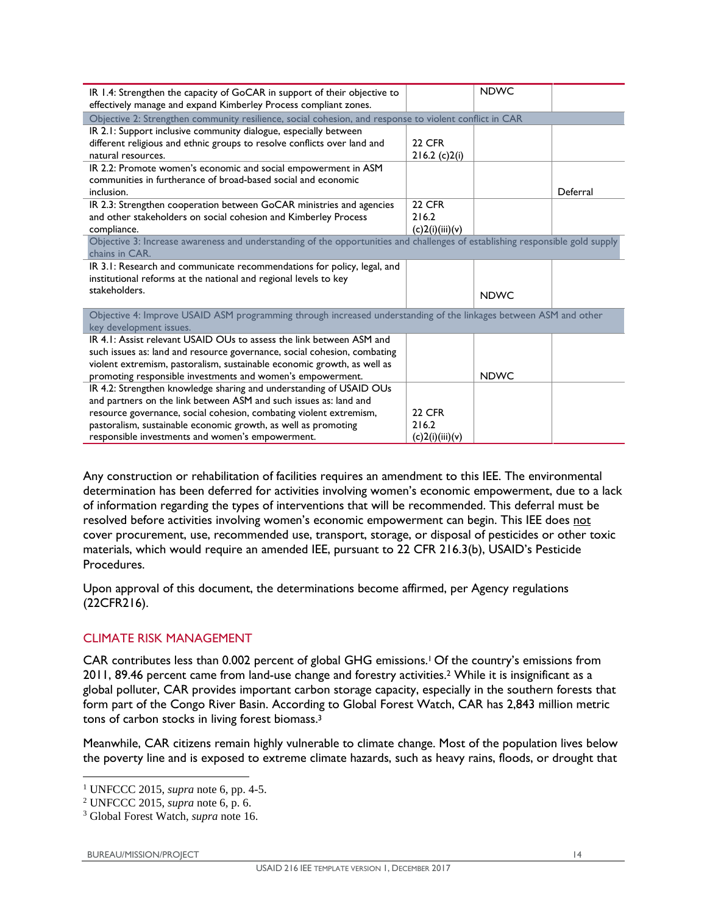| | | | |
|---|---|---|---|
| IR 1.4: Strengthen the capacity of GoCAR in support of their objective to effectively manage and expand Kimberley Process compliant zones. | | NDWC | |
| Objective 2: Strengthen community resilience, social cohesion, and response to violent conflict in CAR | | | |
| IR 2.1: Support inclusive community dialogue, especially between different religious and ethnic groups to resolve conflicts over land and natural resources. | 22 CFR 216.2 (c)2(i) | | |
| IR 2.2: Promote women's economic and social empowerment in ASM communities in furtherance of broad-based social and economic inclusion. | | | Deferral |
| IR 2.3: Strengthen cooperation between GoCAR ministries and agencies and other stakeholders on social cohesion and Kimberley Process compliance. | 22 CFR 216.2 (c)2(i)(iii)(v) | | |
| Objective 3: Increase awareness and understanding of the opportunities and challenges of establishing responsible gold supply chains in CAR. | | | |
| IR 3.1: Research and communicate recommendations for policy, legal, and institutional reforms at the national and regional levels to key stakeholders. | | NDWC | |
| Objective 4: Improve USAID ASM programming through increased understanding of the linkages between ASM and other key development issues. | | | |
| IR 4.1: Assist relevant USAID OUs to assess the link between ASM and such issues as: land and resource governance, social cohesion, combating violent extremism, pastoralism, sustainable economic growth, as well as promoting responsible investments and women's empowerment. | | NDWC | |
| IR 4.2: Strengthen knowledge sharing and understanding of USAID OUs and partners on the link between ASM and such issues as: land and resource governance, social cohesion, combating violent extremism, pastoralism, sustainable economic growth, as well as promoting responsible investments and women's empowerment. | 22 CFR 216.2 (c)2(i)(iii)(v) | | |

Any construction or rehabilitation of facilities requires an amendment to this IEE. The environmental determination has been deferred for activities involving women's economic empowerment, due to a lack of information regarding the types of interventions that will be recommended. This deferral must be resolved before activities involving women's economic empowerment can begin. This IEE does not cover procurement, use, recommended use, transport, storage, or disposal of pesticides or other toxic materials, which would require an amended IEE, pursuant to 22 CFR 216.3(b), USAID's Pesticide Procedures.

Upon approval of this document, the determinations become affirmed, per Agency regulations (22CFR216).

## CLIMATE RISK MANAGEMENT

CAR contributes less than 0.002 percent of global GHG emissions.[1] Of the country's emissions from 2011, 89.46 percent came from land-use change and forestry activities.[2] While it is insignificant as a global polluter, CAR provides important carbon storage capacity, especially in the southern forests that form part of the Congo River Basin. According to Global Forest Watch, CAR has 2,843 million metric tons of carbon stocks in living forest biomass.[3]

Meanwhile, CAR citizens remain highly vulnerable to climate change. Most of the population lives below the poverty line and is exposed to extreme climate hazards, such as heavy rains, floods, or drought that

[1] UNFCCC 2015, *supra* note 6, pp. 4-5.

[2] UNFCCC 2015, *supra* note 6, p. 6.

[3] Global Forest Watch, *supra* note 16.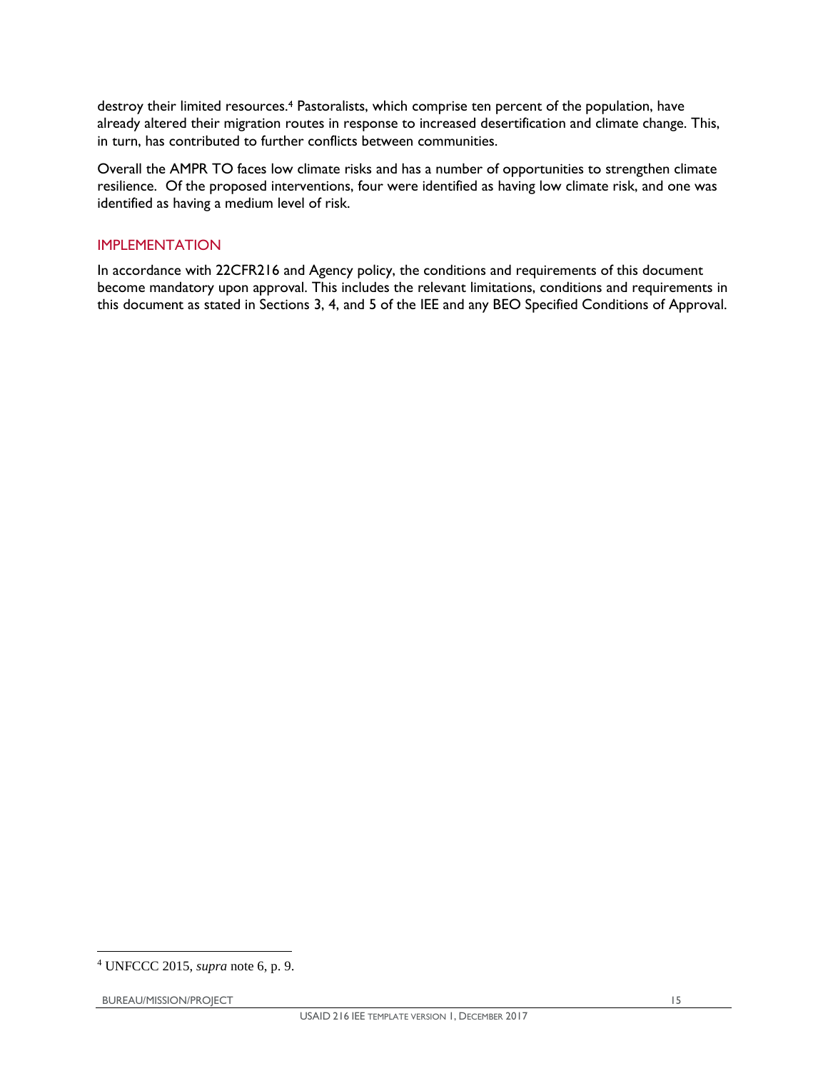destroy their limited resources.[4] Pastoralists, which comprise ten percent of the population, have already altered their migration routes in response to increased desertification and climate change. This, in turn, has contributed to further conflicts between communities.

Overall the AMPR TO faces low climate risks and has a number of opportunities to strengthen climate resilience. Of the proposed interventions, four were identified as having low climate risk, and one was identified as having a medium level of risk.

## IMPLEMENTATION

In accordance with 22CFR216 and Agency policy, the conditions and requirements of this document become mandatory upon approval. This includes the relevant limitations, conditions and requirements in this document as stated in Sections 3, 4, and 5 of the IEE and any BEO Specified Conditions of Approval.

---

[4] UNFCCC 2015, *supra* note 6, p. 9.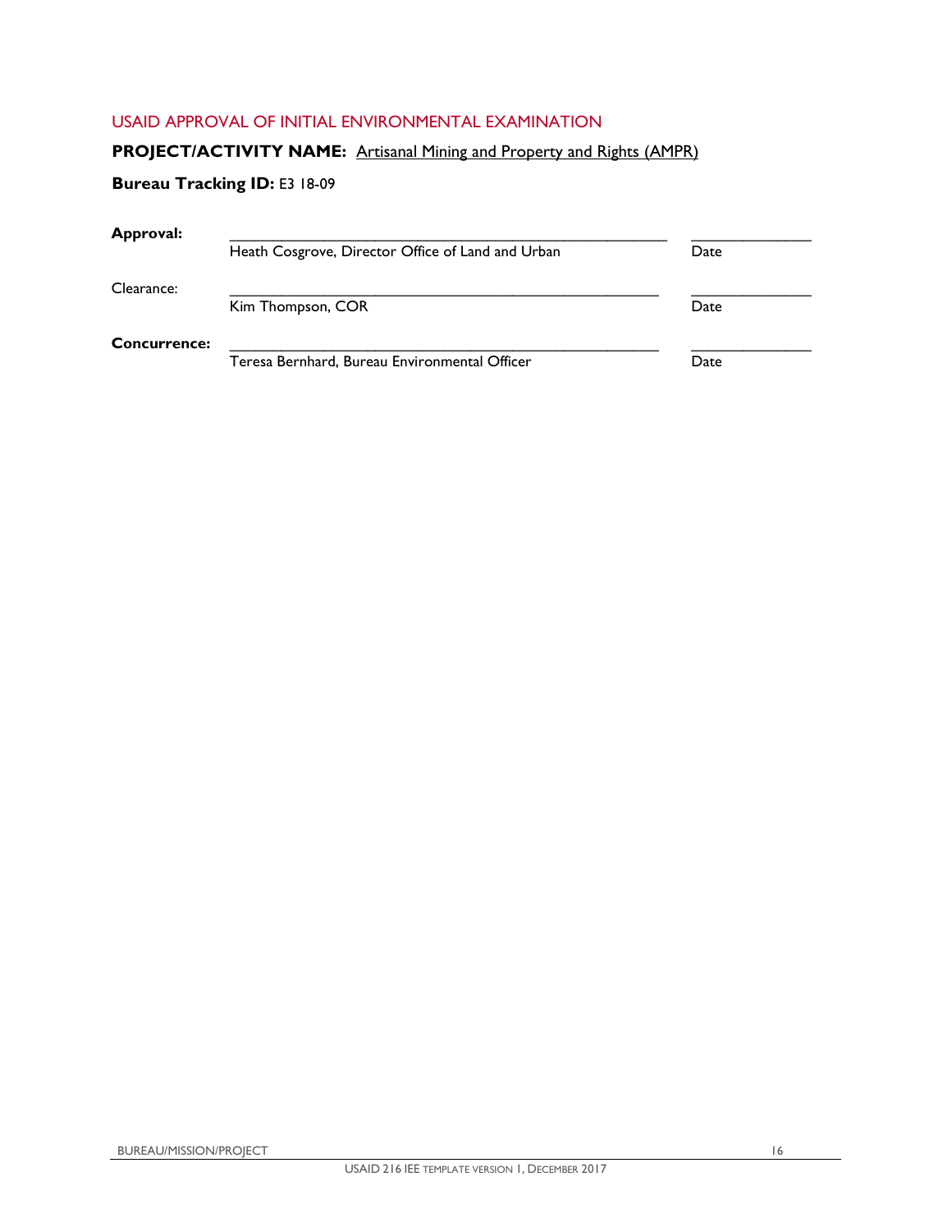## USAID APPROVAL OF INITIAL ENVIRONMENTAL EXAMINATION

**PROJECT/ACTIVITY NAME:** Artisanal Mining and Property and Rights (AMPR)

**Bureau Tracking ID:** E3 18-09

| | | |
|---|---|---|
| **Approval:** | \_\_\_\_\_\_\_\_\_\_\_\_\_\_\_\_\_\_\_\_\_\_\_\_\_\_\_\_\_\_\_\_\_\_\_\_\_\_\_\_<br>Heath Cosgrove, Director Office of Land and Urban | \_\_\_\_\_\_\_\_\_\_\_\_<br>Date |
| Clearance: | \_\_\_\_\_\_\_\_\_\_\_\_\_\_\_\_\_\_\_\_\_\_\_\_\_\_\_\_\_\_\_\_\_\_\_\_\_\_\_\_<br>Kim Thompson, COR | \_\_\_\_\_\_\_\_\_\_\_\_<br>Date |
| **Concurrence:** | \_\_\_\_\_\_\_\_\_\_\_\_\_\_\_\_\_\_\_\_\_\_\_\_\_\_\_\_\_\_\_\_\_\_\_\_\_\_\_\_<br>Teresa Bernhard, Bureau Environmental Officer | \_\_\_\_\_\_\_\_\_\_\_\_<br>Date |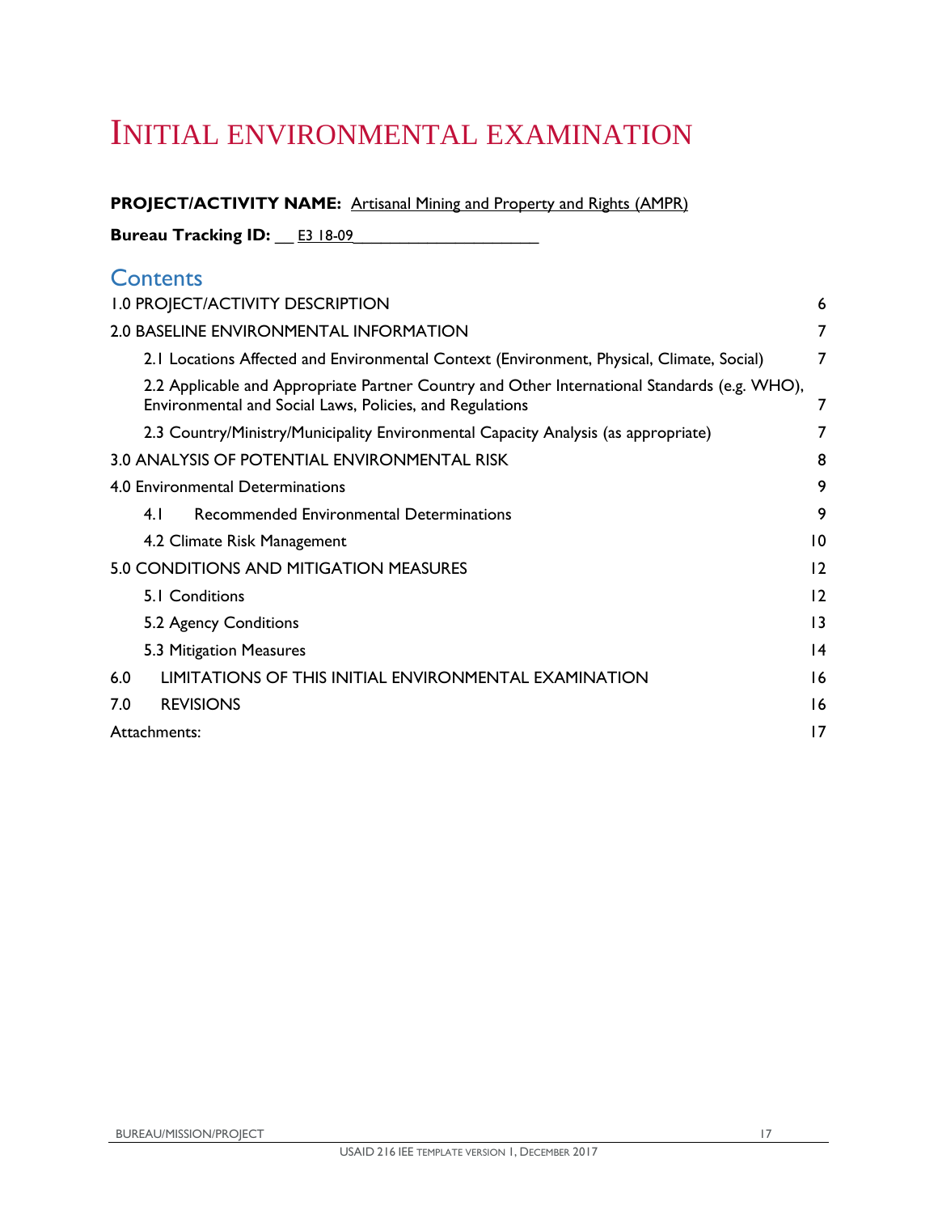# INITIAL ENVIRONMENTAL EXAMINATION

**PROJECT/ACTIVITY NAME:** Artisanal Mining and Property and Rights (AMPR)

**Bureau Tracking ID:** __ E3 18-09_____________________

## Contents

1.0 PROJECT/ACTIVITY DESCRIPTION 6

2.0 BASELINE ENVIRONMENTAL INFORMATION 7

- 2.1 Locations Affected and Environmental Context (Environment, Physical, Climate, Social) 7
- 2.2 Applicable and Appropriate Partner Country and Other International Standards (e.g. WHO), Environmental and Social Laws, Policies, and Regulations 7
- 2.3 Country/Ministry/Municipality Environmental Capacity Analysis (as appropriate) 7

3.0 ANALYSIS OF POTENTIAL ENVIRONMENTAL RISK 8

4.0 Environmental Determinations 9

- 4.1 Recommended Environmental Determinations 9
- 4.2 Climate Risk Management 10

5.0 CONDITIONS AND MITIGATION MEASURES 12

- 5.1 Conditions 12
- 5.2 Agency Conditions 13
- 5.3 Mitigation Measures 14

6.0 LIMITATIONS OF THIS INITIAL ENVIRONMENTAL EXAMINATION 16

7.0 REVISIONS 16

Attachments: 17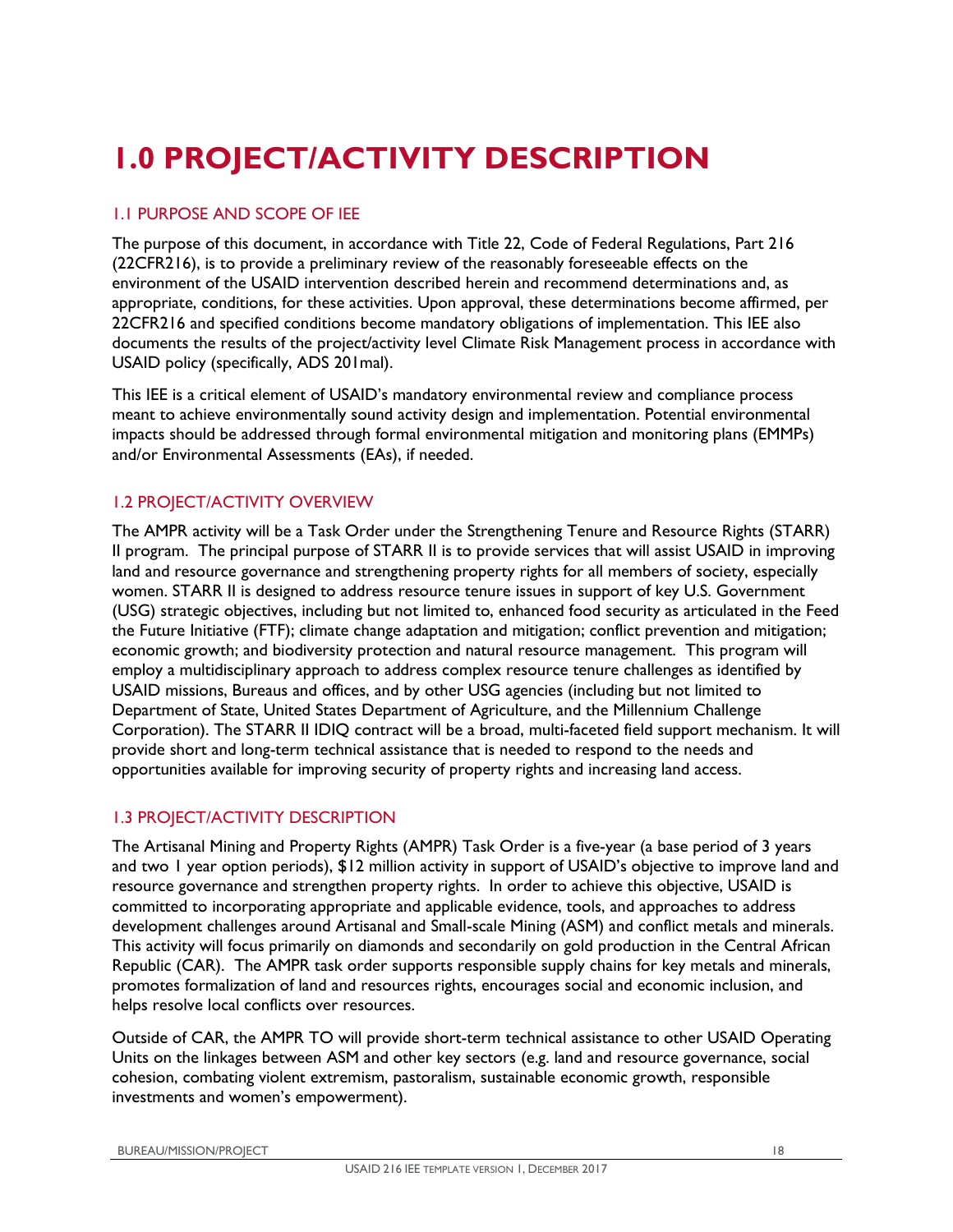# 1.0 PROJECT/ACTIVITY DESCRIPTION

## 1.1 PURPOSE AND SCOPE OF IEE

The purpose of this document, in accordance with Title 22, Code of Federal Regulations, Part 216 (22CFR216), is to provide a preliminary review of the reasonably foreseeable effects on the environment of the USAID intervention described herein and recommend determinations and, as appropriate, conditions, for these activities. Upon approval, these determinations become affirmed, per 22CFR216 and specified conditions become mandatory obligations of implementation. This IEE also documents the results of the project/activity level Climate Risk Management process in accordance with USAID policy (specifically, ADS 201mal).

This IEE is a critical element of USAID's mandatory environmental review and compliance process meant to achieve environmentally sound activity design and implementation. Potential environmental impacts should be addressed through formal environmental mitigation and monitoring plans (EMMPs) and/or Environmental Assessments (EAs), if needed.

## 1.2 PROJECT/ACTIVITY OVERVIEW

The AMPR activity will be a Task Order under the Strengthening Tenure and Resource Rights (STARR) II program. The principal purpose of STARR II is to provide services that will assist USAID in improving land and resource governance and strengthening property rights for all members of society, especially women. STARR II is designed to address resource tenure issues in support of key U.S. Government (USG) strategic objectives, including but not limited to, enhanced food security as articulated in the Feed the Future Initiative (FTF); climate change adaptation and mitigation; conflict prevention and mitigation; economic growth; and biodiversity protection and natural resource management. This program will employ a multidisciplinary approach to address complex resource tenure challenges as identified by USAID missions, Bureaus and offices, and by other USG agencies (including but not limited to Department of State, United States Department of Agriculture, and the Millennium Challenge Corporation). The STARR II IDIQ contract will be a broad, multi-faceted field support mechanism. It will provide short and long-term technical assistance that is needed to respond to the needs and opportunities available for improving security of property rights and increasing land access.

## 1.3 PROJECT/ACTIVITY DESCRIPTION

The Artisanal Mining and Property Rights (AMPR) Task Order is a five-year (a base period of 3 years and two 1 year option periods), $12 million activity in support of USAID's objective to improve land and resource governance and strengthen property rights. In order to achieve this objective, USAID is committed to incorporating appropriate and applicable evidence, tools, and approaches to address development challenges around Artisanal and Small-scale Mining (ASM) and conflict metals and minerals. This activity will focus primarily on diamonds and secondarily on gold production in the Central African Republic (CAR). The AMPR task order supports responsible supply chains for key metals and minerals, promotes formalization of land and resources rights, encourages social and economic inclusion, and helps resolve local conflicts over resources.

Outside of CAR, the AMPR TO will provide short-term technical assistance to other USAID Operating Units on the linkages between ASM and other key sectors (e.g. land and resource governance, social cohesion, combating violent extremism, pastoralism, sustainable economic growth, responsible investments and women's empowerment).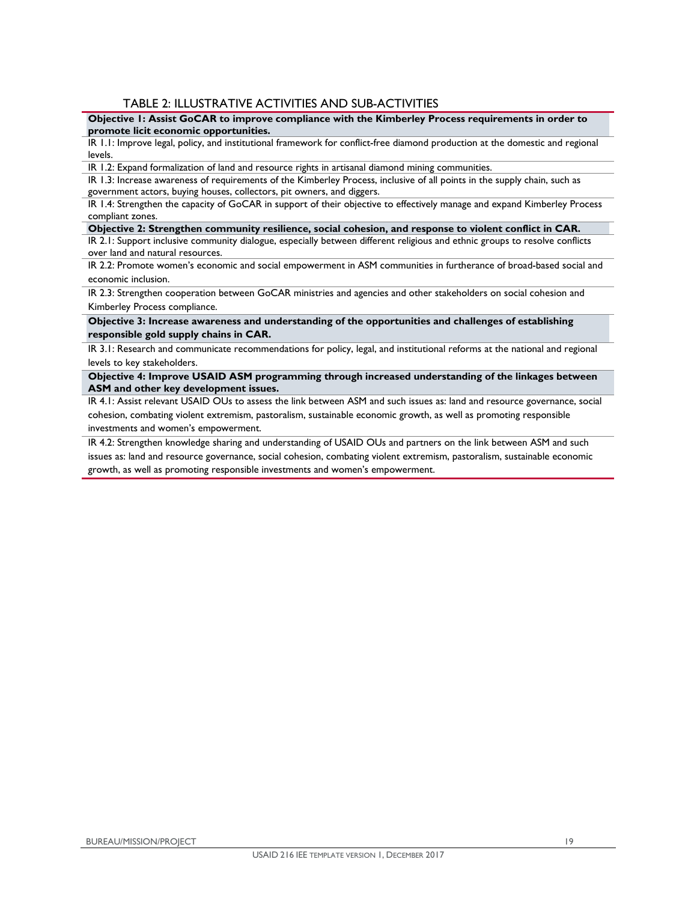TABLE 2: ILLUSTRATIVE ACTIVITIES AND SUB-ACTIVITIES

| |
|---|
| **Objective 1: Assist GoCAR to improve compliance with the Kimberley Process requirements in order to promote licit economic opportunities.** |
| IR 1.1: Improve legal, policy, and institutional framework for conflict-free diamond production at the domestic and regional levels. |
| IR 1.2: Expand formalization of land and resource rights in artisanal diamond mining communities. |
| IR 1.3: Increase awareness of requirements of the Kimberley Process, inclusive of all points in the supply chain, such as government actors, buying houses, collectors, pit owners, and diggers. |
| IR 1.4: Strengthen the capacity of GoCAR in support of their objective to effectively manage and expand Kimberley Process compliant zones. |
| **Objective 2: Strengthen community resilience, social cohesion, and response to violent conflict in CAR.** |
| IR 2.1: Support inclusive community dialogue, especially between different religious and ethnic groups to resolve conflicts over land and natural resources. |
| IR 2.2: Promote women's economic and social empowerment in ASM communities in furtherance of broad-based social and economic inclusion. |
| IR 2.3: Strengthen cooperation between GoCAR ministries and agencies and other stakeholders on social cohesion and Kimberley Process compliance. |
| **Objective 3: Increase awareness and understanding of the opportunities and challenges of establishing responsible gold supply chains in CAR.** |
| IR 3.1: Research and communicate recommendations for policy, legal, and institutional reforms at the national and regional levels to key stakeholders. |
| **Objective 4: Improve USAID ASM programming through increased understanding of the linkages between ASM and other key development issues.** |
| IR 4.1: Assist relevant USAID OUs to assess the link between ASM and such issues as: land and resource governance, social cohesion, combating violent extremism, pastoralism, sustainable economic growth, as well as promoting responsible investments and women's empowerment. |
| IR 4.2: Strengthen knowledge sharing and understanding of USAID OUs and partners on the link between ASM and such issues as: land and resource governance, social cohesion, combating violent extremism, pastoralism, sustainable economic growth, as well as promoting responsible investments and women's empowerment. |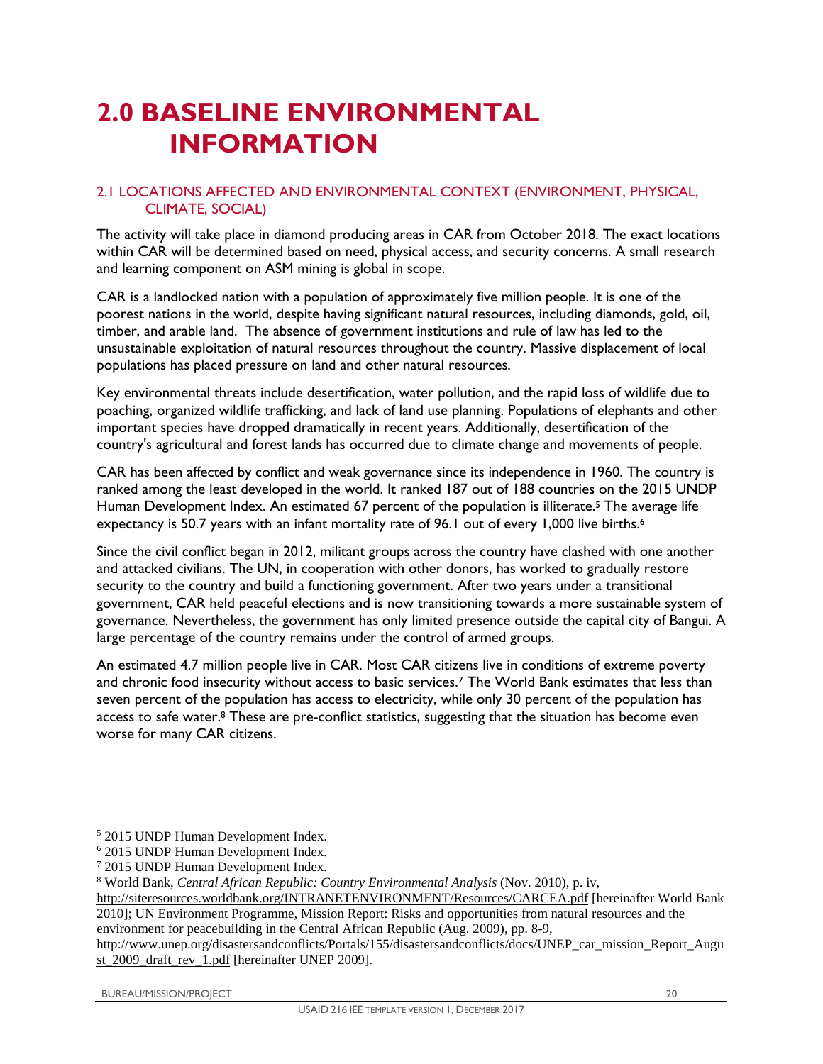# 2.0 BASELINE ENVIRONMENTAL INFORMATION

## 2.1 LOCATIONS AFFECTED AND ENVIRONMENTAL CONTEXT (ENVIRONMENT, PHYSICAL, CLIMATE, SOCIAL)

The activity will take place in diamond producing areas in CAR from October 2018. The exact locations within CAR will be determined based on need, physical access, and security concerns. A small research and learning component on ASM mining is global in scope.

CAR is a landlocked nation with a population of approximately five million people. It is one of the poorest nations in the world, despite having significant natural resources, including diamonds, gold, oil, timber, and arable land. The absence of government institutions and rule of law has led to the unsustainable exploitation of natural resources throughout the country. Massive displacement of local populations has placed pressure on land and other natural resources.

Key environmental threats include desertification, water pollution, and the rapid loss of wildlife due to poaching, organized wildlife trafficking, and lack of land use planning. Populations of elephants and other important species have dropped dramatically in recent years. Additionally, desertification of the country's agricultural and forest lands has occurred due to climate change and movements of people.

CAR has been affected by conflict and weak governance since its independence in 1960. The country is ranked among the least developed in the world. It ranked 187 out of 188 countries on the 2015 UNDP Human Development Index. An estimated 67 percent of the population is illiterate.[5] The average life expectancy is 50.7 years with an infant mortality rate of 96.1 out of every 1,000 live births.[6]

Since the civil conflict began in 2012, militant groups across the country have clashed with one another and attacked civilians. The UN, in cooperation with other donors, has worked to gradually restore security to the country and build a functioning government. After two years under a transitional government, CAR held peaceful elections and is now transitioning towards a more sustainable system of governance. Nevertheless, the government has only limited presence outside the capital city of Bangui. A large percentage of the country remains under the control of armed groups.

An estimated 4.7 million people live in CAR. Most CAR citizens live in conditions of extreme poverty and chronic food insecurity without access to basic services.[7] The World Bank estimates that less than seven percent of the population has access to electricity, while only 30 percent of the population has access to safe water.[8] These are pre-conflict statistics, suggesting that the situation has become even worse for many CAR citizens.

---

[5] 2015 UNDP Human Development Index.

[6] 2015 UNDP Human Development Index.

[7] 2015 UNDP Human Development Index.

[8] World Bank, *Central African Republic: Country Environmental Analysis* (Nov. 2010), p. iv, http://siteresources.worldbank.org/INTRANETENVIRONMENT/Resources/CARCEA.pdf [hereinafter World Bank 2010]; UN Environment Programme, Mission Report: Risks and opportunities from natural resources and the environment for peacebuilding in the Central African Republic (Aug. 2009), pp. 8-9, http://www.unep.org/disastersandconflicts/Portals/155/disastersandconflicts/docs/UNEP_car_mission_Report_August_2009_draft_rev_1.pdf [hereinafter UNEP 2009].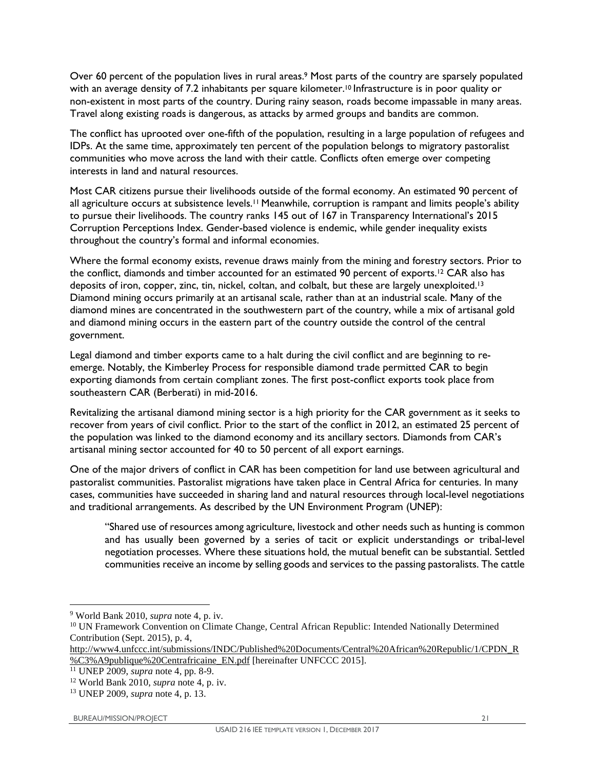Over 60 percent of the population lives in rural areas.[9] Most parts of the country are sparsely populated with an average density of 7.2 inhabitants per square kilometer.[10] Infrastructure is in poor quality or non-existent in most parts of the country. During rainy season, roads become impassable in many areas. Travel along existing roads is dangerous, as attacks by armed groups and bandits are common.

The conflict has uprooted over one-fifth of the population, resulting in a large population of refugees and IDPs. At the same time, approximately ten percent of the population belongs to migratory pastoralist communities who move across the land with their cattle. Conflicts often emerge over competing interests in land and natural resources.

Most CAR citizens pursue their livelihoods outside of the formal economy. An estimated 90 percent of all agriculture occurs at subsistence levels.[11] Meanwhile, corruption is rampant and limits people's ability to pursue their livelihoods. The country ranks 145 out of 167 in Transparency International's 2015 Corruption Perceptions Index. Gender-based violence is endemic, while gender inequality exists throughout the country's formal and informal economies.

Where the formal economy exists, revenue draws mainly from the mining and forestry sectors. Prior to the conflict, diamonds and timber accounted for an estimated 90 percent of exports.[12] CAR also has deposits of iron, copper, zinc, tin, nickel, coltan, and colbalt, but these are largely unexploited.[13] Diamond mining occurs primarily at an artisanal scale, rather than at an industrial scale. Many of the diamond mines are concentrated in the southwestern part of the country, while a mix of artisanal gold and diamond mining occurs in the eastern part of the country outside the control of the central government.

Legal diamond and timber exports came to a halt during the civil conflict and are beginning to re-emerge. Notably, the Kimberley Process for responsible diamond trade permitted CAR to begin exporting diamonds from certain compliant zones. The first post-conflict exports took place from southeastern CAR (Berberati) in mid-2016.

Revitalizing the artisanal diamond mining sector is a high priority for the CAR government as it seeks to recover from years of civil conflict. Prior to the start of the conflict in 2012, an estimated 25 percent of the population was linked to the diamond economy and its ancillary sectors. Diamonds from CAR's artisanal mining sector accounted for 40 to 50 percent of all export earnings.

One of the major drivers of conflict in CAR has been competition for land use between agricultural and pastoralist communities. Pastoralist migrations have taken place in Central Africa for centuries. In many cases, communities have succeeded in sharing land and natural resources through local-level negotiations and traditional arrangements. As described by the UN Environment Program (UNEP):

> "Shared use of resources among agriculture, livestock and other needs such as hunting is common and has usually been governed by a series of tacit or explicit understandings or tribal-level negotiation processes. Where these situations hold, the mutual benefit can be substantial. Settled communities receive an income by selling goods and services to the passing pastoralists. The cattle

---

[9] World Bank 2010, *supra* note 4, p. iv.

[10] UN Framework Convention on Climate Change, Central African Republic: Intended Nationally Determined Contribution (Sept. 2015), p. 4, http://www4.unfccc.int/submissions/INDC/Published%20Documents/Central%20African%20Republic/1/CPDN_R%C3%A9publique%20Centrafricaine_EN.pdf [hereinafter UNFCCC 2015].

[11] UNEP 2009, *supra* note 4, pp. 8-9.

[12] World Bank 2010, *supra* note 4, p. iv.

[13] UNEP 2009, *supra* note 4, p. 13.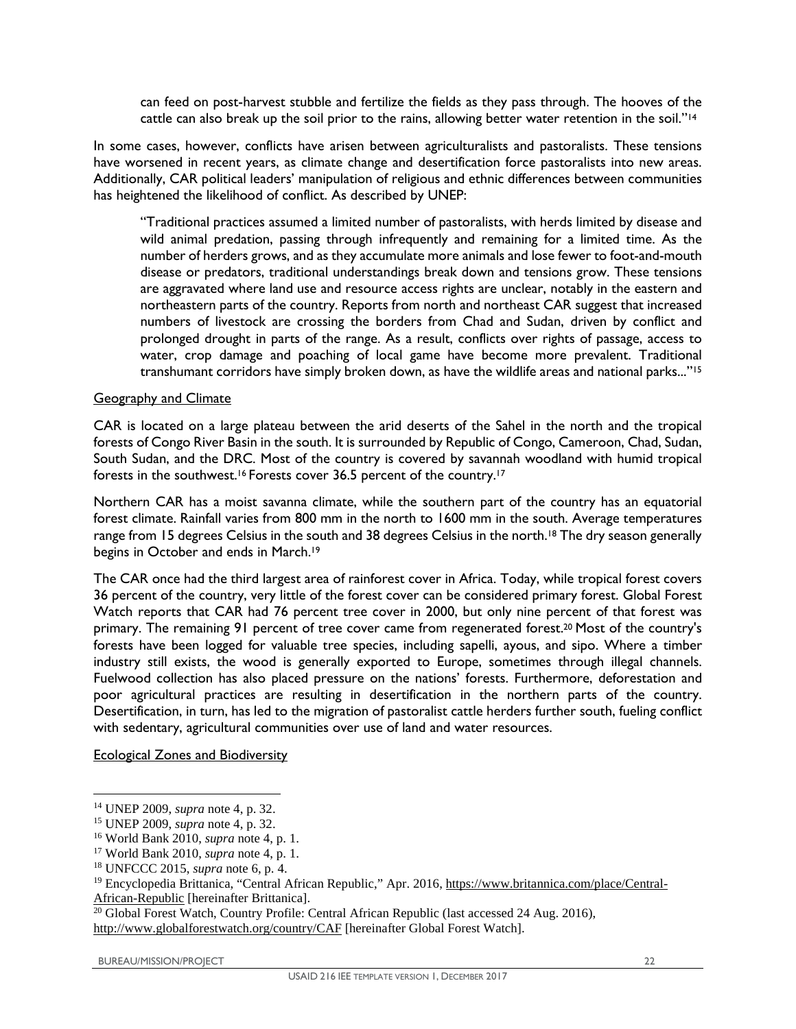can feed on post-harvest stubble and fertilize the fields as they pass through. The hooves of the cattle can also break up the soil prior to the rains, allowing better water retention in the soil."[14]

In some cases, however, conflicts have arisen between agriculturalists and pastoralists. These tensions have worsened in recent years, as climate change and desertification force pastoralists into new areas. Additionally, CAR political leaders' manipulation of religious and ethnic differences between communities has heightened the likelihood of conflict. As described by UNEP:

> "Traditional practices assumed a limited number of pastoralists, with herds limited by disease and wild animal predation, passing through infrequently and remaining for a limited time. As the number of herders grows, and as they accumulate more animals and lose fewer to foot-and-mouth disease or predators, traditional understandings break down and tensions grow. These tensions are aggravated where land use and resource access rights are unclear, notably in the eastern and northeastern parts of the country. Reports from north and northeast CAR suggest that increased numbers of livestock are crossing the borders from Chad and Sudan, driven by conflict and prolonged drought in parts of the range. As a result, conflicts over rights of passage, access to water, crop damage and poaching of local game have become more prevalent. Traditional transhumant corridors have simply broken down, as have the wildlife areas and national parks..."[15]

<u>Geography and Climate</u>

CAR is located on a large plateau between the arid deserts of the Sahel in the north and the tropical forests of Congo River Basin in the south. It is surrounded by Republic of Congo, Cameroon, Chad, Sudan, South Sudan, and the DRC. Most of the country is covered by savannah woodland with humid tropical forests in the southwest.[16] Forests cover 36.5 percent of the country.[17]

Northern CAR has a moist savanna climate, while the southern part of the country has an equatorial forest climate. Rainfall varies from 800 mm in the north to 1600 mm in the south. Average temperatures range from 15 degrees Celsius in the south and 38 degrees Celsius in the north.[18] The dry season generally begins in October and ends in March.[19]

The CAR once had the third largest area of rainforest cover in Africa. Today, while tropical forest covers 36 percent of the country, very little of the forest cover can be considered primary forest. Global Forest Watch reports that CAR had 76 percent tree cover in 2000, but only nine percent of that forest was primary. The remaining 91 percent of tree cover came from regenerated forest.[20] Most of the country's forests have been logged for valuable tree species, including sapelli, ayous, and sipo. Where a timber industry still exists, the wood is generally exported to Europe, sometimes through illegal channels. Fuelwood collection has also placed pressure on the nations' forests. Furthermore, deforestation and poor agricultural practices are resulting in desertification in the northern parts of the country. Desertification, in turn, has led to the migration of pastoralist cattle herders further south, fueling conflict with sedentary, agricultural communities over use of land and water resources.

<u>Ecological Zones and Biodiversity</u>

---

[14] UNEP 2009, *supra* note 4, p. 32.
[15] UNEP 2009, *supra* note 4, p. 32.
[16] World Bank 2010, *supra* note 4, p. 1.
[17] World Bank 2010, *supra* note 4, p. 1.
[18] UNFCCC 2015, *supra* note 6, p. 4.
[19] Encyclopedia Brittanica, "Central African Republic," Apr. 2016, https://www.britannica.com/place/Central-African-Republic [hereinafter Brittanica].
[20] Global Forest Watch, Country Profile: Central African Republic (last accessed 24 Aug. 2016), http://www.globalforestwatch.org/country/CAF [hereinafter Global Forest Watch].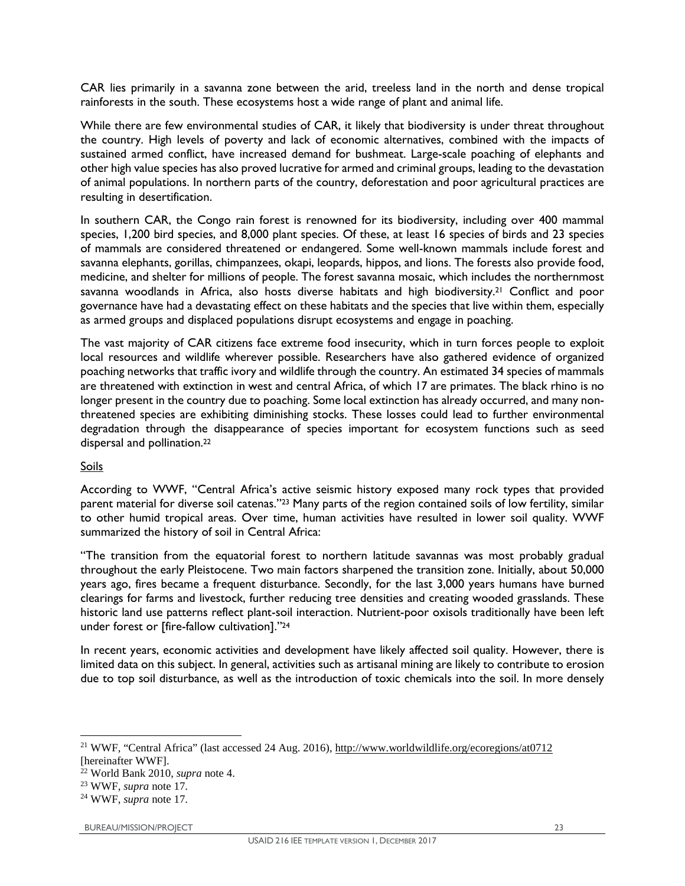CAR lies primarily in a savanna zone between the arid, treeless land in the north and dense tropical rainforests in the south. These ecosystems host a wide range of plant and animal life.

While there are few environmental studies of CAR, it likely that biodiversity is under threat throughout the country. High levels of poverty and lack of economic alternatives, combined with the impacts of sustained armed conflict, have increased demand for bushmeat. Large-scale poaching of elephants and other high value species has also proved lucrative for armed and criminal groups, leading to the devastation of animal populations. In northern parts of the country, deforestation and poor agricultural practices are resulting in desertification.

In southern CAR, the Congo rain forest is renowned for its biodiversity, including over 400 mammal species, 1,200 bird species, and 8,000 plant species. Of these, at least 16 species of birds and 23 species of mammals are considered threatened or endangered. Some well-known mammals include forest and savanna elephants, gorillas, chimpanzees, okapi, leopards, hippos, and lions. The forests also provide food, medicine, and shelter for millions of people. The forest savanna mosaic, which includes the northernmost savanna woodlands in Africa, also hosts diverse habitats and high biodiversity.[21] Conflict and poor governance have had a devastating effect on these habitats and the species that live within them, especially as armed groups and displaced populations disrupt ecosystems and engage in poaching.

The vast majority of CAR citizens face extreme food insecurity, which in turn forces people to exploit local resources and wildlife wherever possible. Researchers have also gathered evidence of organized poaching networks that traffic ivory and wildlife through the country. An estimated 34 species of mammals are threatened with extinction in west and central Africa, of which 17 are primates. The black rhino is no longer present in the country due to poaching. Some local extinction has already occurred, and many non-threatened species are exhibiting diminishing stocks. These losses could lead to further environmental degradation through the disappearance of species important for ecosystem functions such as seed dispersal and pollination.[22]

Soils

According to WWF, "Central Africa's active seismic history exposed many rock types that provided parent material for diverse soil catenas."[23] Many parts of the region contained soils of low fertility, similar to other humid tropical areas. Over time, human activities have resulted in lower soil quality. WWF summarized the history of soil in Central Africa:

"The transition from the equatorial forest to northern latitude savannas was most probably gradual throughout the early Pleistocene. Two main factors sharpened the transition zone. Initially, about 50,000 years ago, fires became a frequent disturbance. Secondly, for the last 3,000 years humans have burned clearings for farms and livestock, further reducing tree densities and creating wooded grasslands. These historic land use patterns reflect plant-soil interaction. Nutrient-poor oxisols traditionally have been left under forest or [fire-fallow cultivation]."[24]

In recent years, economic activities and development have likely affected soil quality. However, there is limited data on this subject. In general, activities such as artisanal mining are likely to contribute to erosion due to top soil disturbance, as well as the introduction of toxic chemicals into the soil. In more densely

[21] WWF, "Central Africa" (last accessed 24 Aug. 2016), http://www.worldwildlife.org/ecoregions/at0712 [hereinafter WWF].

[22] World Bank 2010, *supra* note 4.

[23] WWF, *supra* note 17.

[24] WWF, *supra* note 17.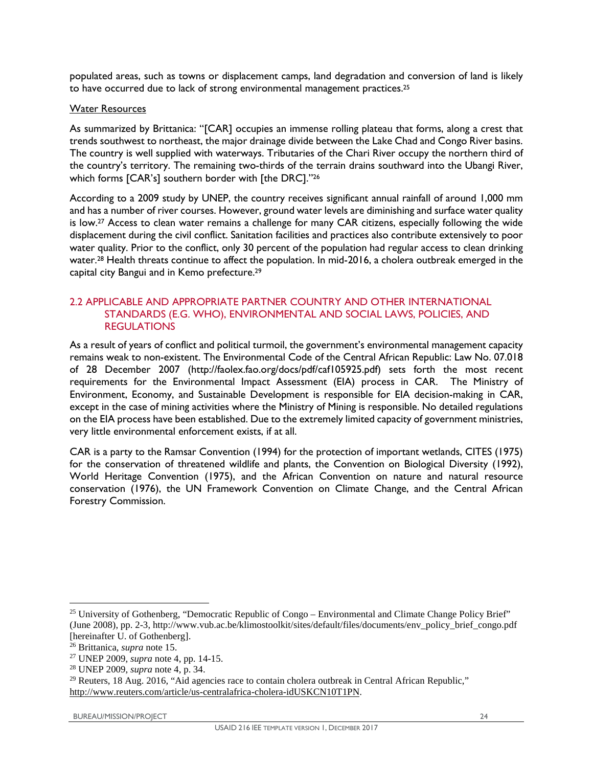populated areas, such as towns or displacement camps, land degradation and conversion of land is likely to have occurred due to lack of strong environmental management practices.[25]

Water Resources

As summarized by Brittanica: "[CAR] occupies an immense rolling plateau that forms, along a crest that trends southwest to northeast, the major drainage divide between the Lake Chad and Congo River basins. The country is well supplied with waterways. Tributaries of the Chari River occupy the northern third of the country's territory. The remaining two-thirds of the terrain drains southward into the Ubangi River, which forms [CAR's] southern border with [the DRC]."[26]

According to a 2009 study by UNEP, the country receives significant annual rainfall of around 1,000 mm and has a number of river courses. However, ground water levels are diminishing and surface water quality is low.[27] Access to clean water remains a challenge for many CAR citizens, especially following the wide displacement during the civil conflict. Sanitation facilities and practices also contribute extensively to poor water quality. Prior to the conflict, only 30 percent of the population had regular access to clean drinking water.[28] Health threats continue to affect the population. In mid-2016, a cholera outbreak emerged in the capital city Bangui and in Kemo prefecture.[29]

## 2.2 APPLICABLE AND APPROPRIATE PARTNER COUNTRY AND OTHER INTERNATIONAL STANDARDS (E.G. WHO), ENVIRONMENTAL AND SOCIAL LAWS, POLICIES, AND REGULATIONS

As a result of years of conflict and political turmoil, the government's environmental management capacity remains weak to non-existent. The Environmental Code of the Central African Republic: Law No. 07.018 of 28 December 2007 (http://faolex.fao.org/docs/pdf/caf105925.pdf) sets forth the most recent requirements for the Environmental Impact Assessment (EIA) process in CAR. The Ministry of Environment, Economy, and Sustainable Development is responsible for EIA decision-making in CAR, except in the case of mining activities where the Ministry of Mining is responsible. No detailed regulations on the EIA process have been established. Due to the extremely limited capacity of government ministries, very little environmental enforcement exists, if at all.

CAR is a party to the Ramsar Convention (1994) for the protection of important wetlands, CITES (1975) for the conservation of threatened wildlife and plants, the Convention on Biological Diversity (1992), World Heritage Convention (1975), and the African Convention on nature and natural resource conservation (1976), the UN Framework Convention on Climate Change, and the Central African Forestry Commission.

---

[25] University of Gothenberg, "Democratic Republic of Congo – Environmental and Climate Change Policy Brief" (June 2008), pp. 2-3, http://www.vub.ac.be/klimostoolkit/sites/default/files/documents/env_policy_brief_congo.pdf [hereinafter U. of Gothenberg].

[26] Brittanica, *supra* note 15.

[27] UNEP 2009, *supra* note 4, pp. 14-15.

[28] UNEP 2009, *supra* note 4, p. 34.

[29] Reuters, 18 Aug. 2016, "Aid agencies race to contain cholera outbreak in Central African Republic," http://www.reuters.com/article/us-centralafrica-cholera-idUSKCN10T1PN.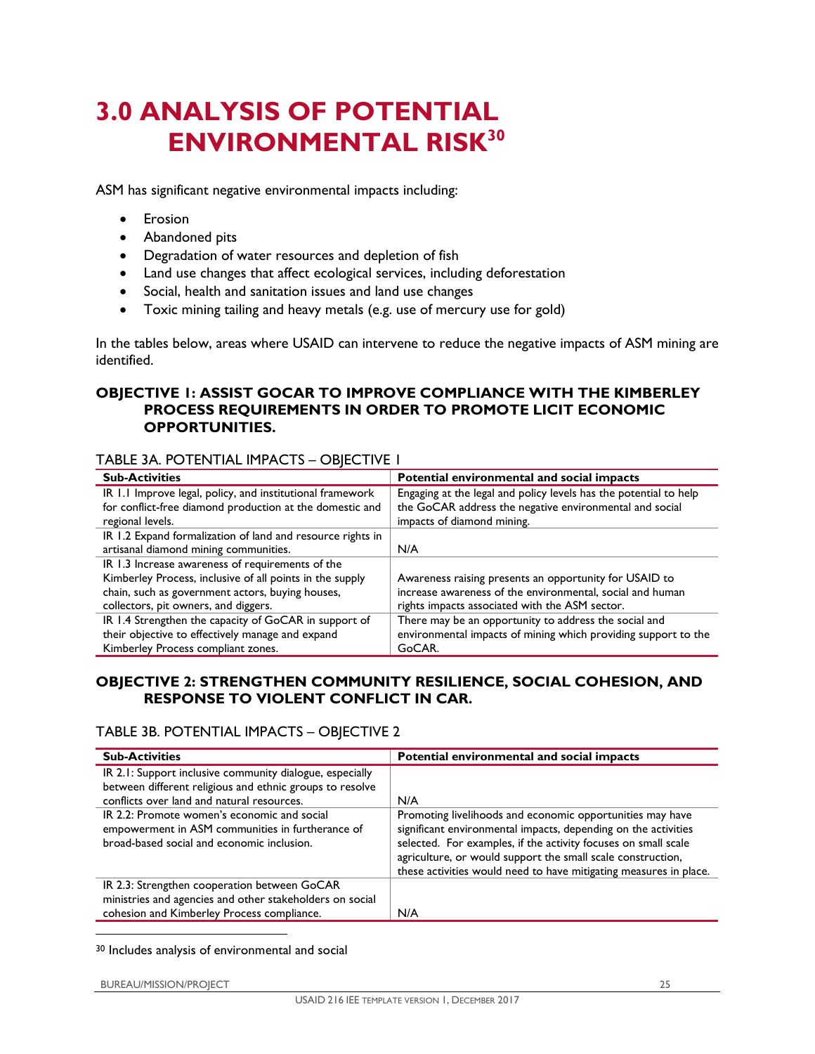# 3.0 ANALYSIS OF POTENTIAL ENVIRONMENTAL RISK[30]

ASM has significant negative environmental impacts including:

- Erosion
- Abandoned pits
- Degradation of water resources and depletion of fish
- Land use changes that affect ecological services, including deforestation
- Social, health and sanitation issues and land use changes
- Toxic mining tailing and heavy metals (e.g. use of mercury use for gold)

In the tables below, areas where USAID can intervene to reduce the negative impacts of ASM mining are identified.

### OBJECTIVE 1: ASSIST GOCAR TO IMPROVE COMPLIANCE WITH THE KIMBERLEY PROCESS REQUIREMENTS IN ORDER TO PROMOTE LICIT ECONOMIC OPPORTUNITIES.

TABLE 3A. POTENTIAL IMPACTS – OBJECTIVE 1

| Sub-Activities | Potential environmental and social impacts |
|---|---|
| IR 1.1 Improve legal, policy, and institutional framework for conflict-free diamond production at the domestic and regional levels. | Engaging at the legal and policy levels has the potential to help the GoCAR address the negative environmental and social impacts of diamond mining. |
| IR 1.2 Expand formalization of land and resource rights in artisanal diamond mining communities. | N/A |
| IR 1.3 Increase awareness of requirements of the Kimberley Process, inclusive of all points in the supply chain, such as government actors, buying houses, collectors, pit owners, and diggers. | Awareness raising presents an opportunity for USAID to increase awareness of the environmental, social and human rights impacts associated with the ASM sector. |
| IR 1.4 Strengthen the capacity of GoCAR in support of their objective to effectively manage and expand Kimberley Process compliant zones. | There may be an opportunity to address the social and environmental impacts of mining which providing support to the GoCAR. |

### OBJECTIVE 2: STRENGTHEN COMMUNITY RESILIENCE, SOCIAL COHESION, AND RESPONSE TO VIOLENT CONFLICT IN CAR.

TABLE 3B. POTENTIAL IMPACTS – OBJECTIVE 2

| Sub-Activities | Potential environmental and social impacts |
|---|---|
| IR 2.1: Support inclusive community dialogue, especially between different religious and ethnic groups to resolve conflicts over land and natural resources. | N/A |
| IR 2.2: Promote women's economic and social empowerment in ASM communities in furtherance of broad-based social and economic inclusion. | Promoting livelihoods and economic opportunities may have significant environmental impacts, depending on the activities selected. For examples, if the activity focuses on small scale agriculture, or would support the small scale construction, these activities would need to have mitigating measures in place. |
| IR 2.3: Strengthen cooperation between GoCAR ministries and agencies and other stakeholders on social cohesion and Kimberley Process compliance. | N/A |

[30] Includes analysis of environmental and social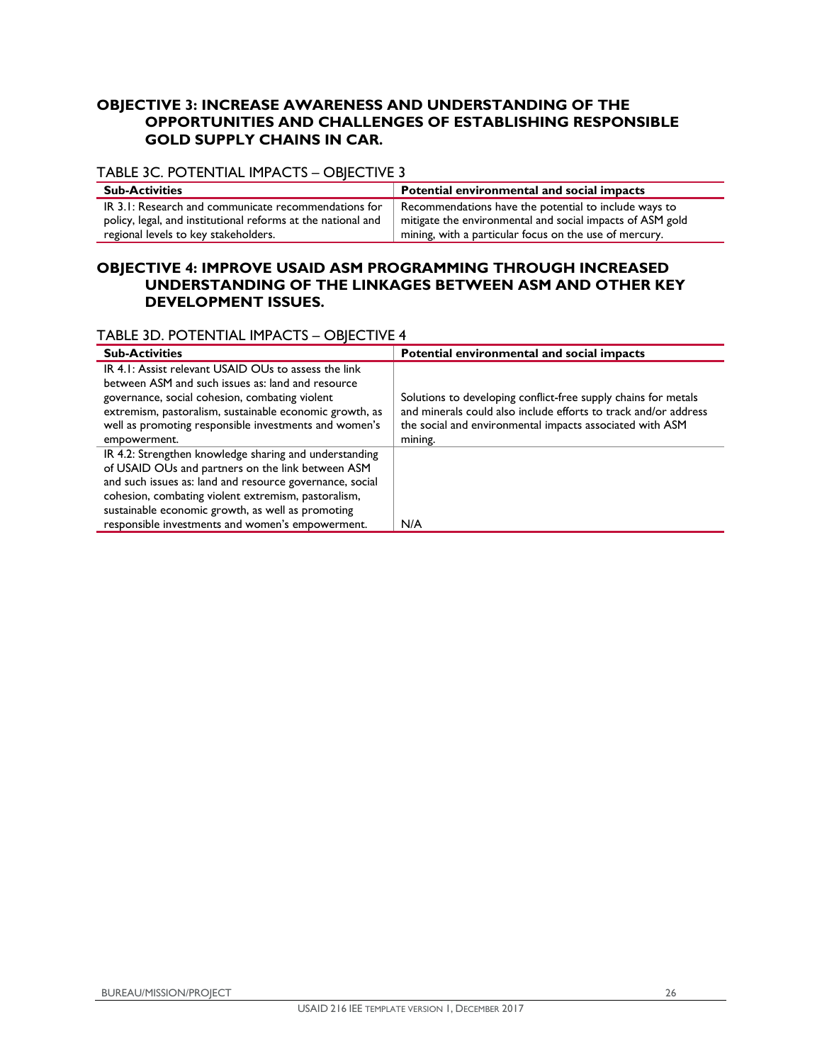## OBJECTIVE 3: INCREASE AWARENESS AND UNDERSTANDING OF THE OPPORTUNITIES AND CHALLENGES OF ESTABLISHING RESPONSIBLE GOLD SUPPLY CHAINS IN CAR.

TABLE 3C. POTENTIAL IMPACTS – OBJECTIVE 3

| Sub-Activities | Potential environmental and social impacts |
|---|---|
| IR 3.1: Research and communicate recommendations for policy, legal, and institutional reforms at the national and regional levels to key stakeholders. | Recommendations have the potential to include ways to mitigate the environmental and social impacts of ASM gold mining, with a particular focus on the use of mercury. |

## OBJECTIVE 4: IMPROVE USAID ASM PROGRAMMING THROUGH INCREASED UNDERSTANDING OF THE LINKAGES BETWEEN ASM AND OTHER KEY DEVELOPMENT ISSUES.

TABLE 3D. POTENTIAL IMPACTS – OBJECTIVE 4

| Sub-Activities | Potential environmental and social impacts |
|---|---|
| IR 4.1: Assist relevant USAID OUs to assess the link between ASM and such issues as: land and resource governance, social cohesion, combating violent extremism, pastoralism, sustainable economic growth, as well as promoting responsible investments and women's empowerment. | Solutions to developing conflict-free supply chains for metals and minerals could also include efforts to track and/or address the social and environmental impacts associated with ASM mining. |
| IR 4.2: Strengthen knowledge sharing and understanding of USAID OUs and partners on the link between ASM and such issues as: land and resource governance, social cohesion, combating violent extremism, pastoralism, sustainable economic growth, as well as promoting responsible investments and women's empowerment. | N/A |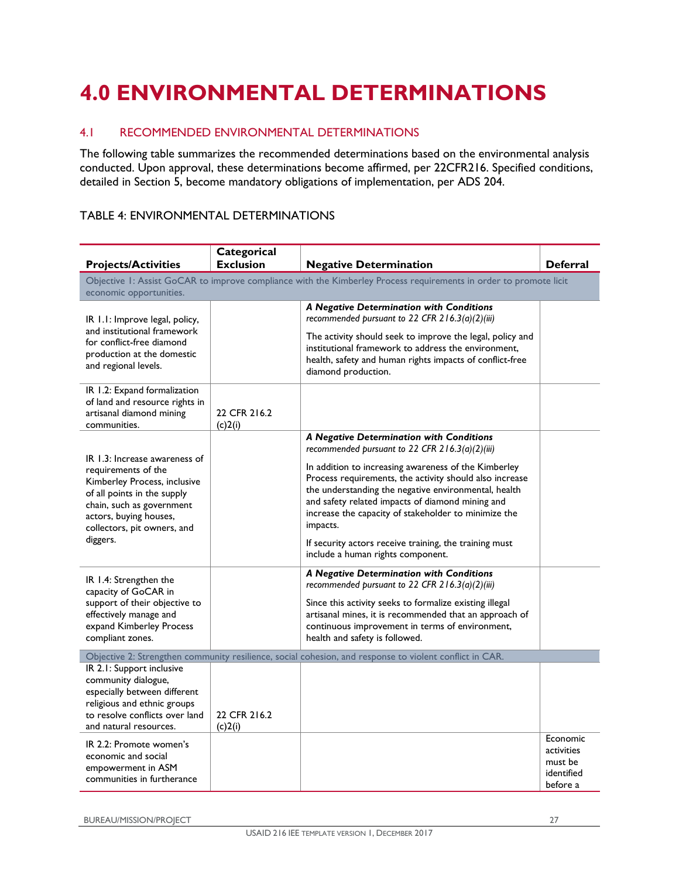# 4.0 ENVIRONMENTAL DETERMINATIONS

## 4.1 RECOMMENDED ENVIRONMENTAL DETERMINATIONS

The following table summarizes the recommended determinations based on the environmental analysis conducted. Upon approval, these determinations become affirmed, per 22CFR216. Specified conditions, detailed in Section 5, become mandatory obligations of implementation, per ADS 204.

TABLE 4: ENVIRONMENTAL DETERMINATIONS

| Projects/Activities | Categorical Exclusion | Negative Determination | Deferral |
|---|---|---|---|
| Objective 1: Assist GoCAR to improve compliance with the Kimberley Process requirements in order to promote licit economic opportunities. | | | |
| IR 1.1: Improve legal, policy, and institutional framework for conflict-free diamond production at the domestic and regional levels. | | ***A Negative Determination with Conditions*** *recommended pursuant to 22 CFR 216.3(a)(2)(iii)* The activity should seek to improve the legal, policy and institutional framework to address the environment, health, safety and human rights impacts of conflict-free diamond production. | |
| IR 1.2: Expand formalization of land and resource rights in artisanal diamond mining communities. | 22 CFR 216.2 (c)2(i) | | |
| IR 1.3: Increase awareness of requirements of the Kimberley Process, inclusive of all points in the supply chain, such as government actors, buying houses, collectors, pit owners, and diggers. | | ***A Negative Determination with Conditions*** *recommended pursuant to 22 CFR 216.3(a)(2)(iii)* In addition to increasing awareness of the Kimberley Process requirements, the activity should also increase the understanding the negative environmental, health and safety related impacts of diamond mining and increase the capacity of stakeholder to minimize the impacts. If security actors receive training, the training must include a human rights component. | |
| IR 1.4: Strengthen the capacity of GoCAR in support of their objective to effectively manage and expand Kimberley Process compliant zones. | | ***A Negative Determination with Conditions*** *recommended pursuant to 22 CFR 216.3(a)(2)(iii)* Since this activity seeks to formalize existing illegal artisanal mines, it is recommended that an approach of continuous improvement in terms of environment, health and safety is followed. | |
| Objective 2: Strengthen community resilience, social cohesion, and response to violent conflict in CAR. | | | |
| IR 2.1: Support inclusive community dialogue, especially between different religious and ethnic groups to resolve conflicts over land and natural resources. | 22 CFR 216.2 (c)2(i) | | |
| IR 2.2: Promote women's economic and social empowerment in ASM communities in furtherance | | | Economic activities must be identified before a |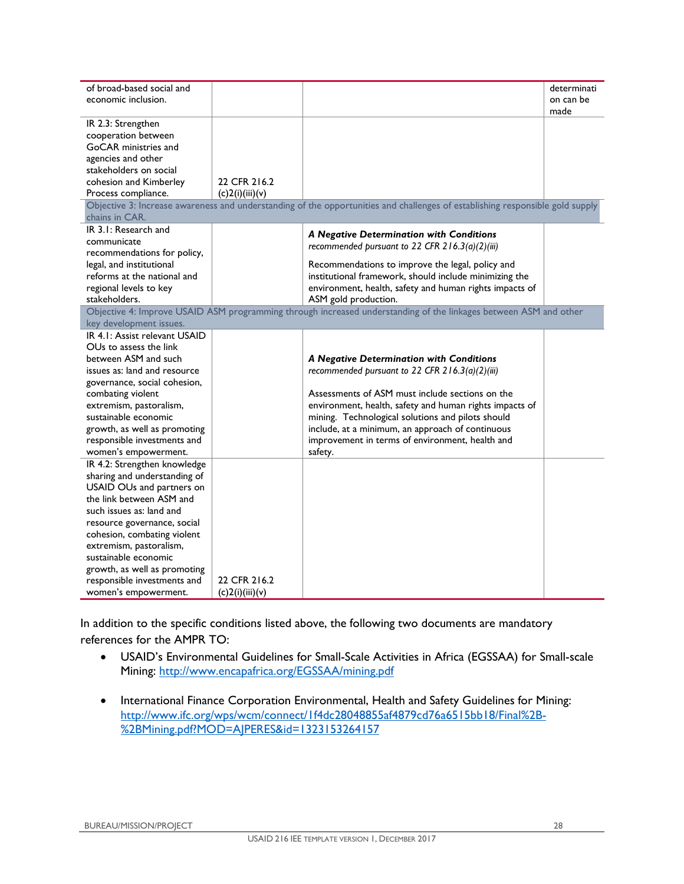| | | | |
|---|---|---|---|
| of broad-based social and economic inclusion. | | | determination can be made |
| IR 2.3: Strengthen cooperation between GoCAR ministries and agencies and other stakeholders on social cohesion and Kimberley Process compliance. | 22 CFR 216.2 (c)2(i)(iii)(v) | | |
| Objective 3: Increase awareness and understanding of the opportunities and challenges of establishing responsible gold supply chains in CAR. | | | |
| IR 3.1: Research and communicate recommendations for policy, legal, and institutional reforms at the national and regional levels to key stakeholders. | | ***A Negative Determination with Conditions*** *recommended pursuant to 22 CFR 216.3(a)(2)(iii)*<br><br>Recommendations to improve the legal, policy and institutional framework, should include minimizing the environment, health, safety and human rights impacts of ASM gold production. | |
| Objective 4: Improve USAID ASM programming through increased understanding of the linkages between ASM and other key development issues. | | | |
| IR 4.1: Assist relevant USAID OUs to assess the link between ASM and such issues as: land and resource governance, social cohesion, combating violent extremism, pastoralism, sustainable economic growth, as well as promoting responsible investments and women's empowerment. | | ***A Negative Determination with Conditions*** *recommended pursuant to 22 CFR 216.3(a)(2)(iii)*<br><br>Assessments of ASM must include sections on the environment, health, safety and human rights impacts of mining. Technological solutions and pilots should include, at a minimum, an approach of continuous improvement in terms of environment, health and safety. | |
| IR 4.2: Strengthen knowledge sharing and understanding of USAID OUs and partners on the link between ASM and such issues as: land and resource governance, social cohesion, combating violent extremism, pastoralism, sustainable economic growth, as well as promoting responsible investments and women's empowerment. | 22 CFR 216.2 (c)2(i)(iii)(v) | | |

In addition to the specific conditions listed above, the following two documents are mandatory references for the AMPR TO:

- USAID's Environmental Guidelines for Small-Scale Activities in Africa (EGSSAA) for Small-scale Mining: http://www.encapafrica.org/EGSSAA/mining.pdf

- International Finance Corporation Environmental, Health and Safety Guidelines for Mining: http://www.ifc.org/wps/wcm/connect/1f4dc28048855af4879cd76a6515bb18/Final%2B-%2BMining.pdf?MOD=AJPERES&id=1323153264157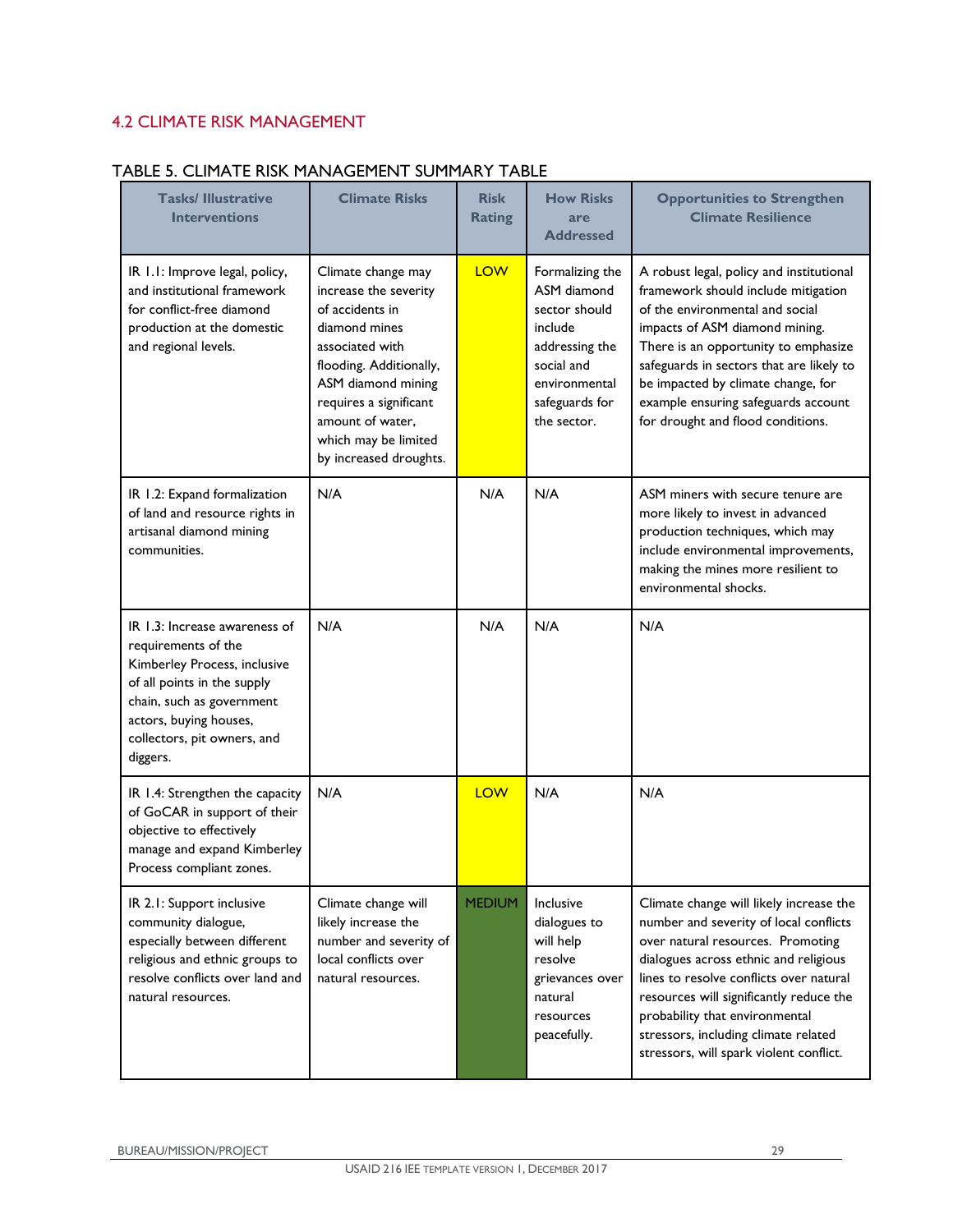## 4.2 CLIMATE RISK MANAGEMENT

### TABLE 5. CLIMATE RISK MANAGEMENT SUMMARY TABLE

| Tasks/ Illustrative Interventions | Climate Risks | Risk Rating | How Risks are Addressed | Opportunities to Strengthen Climate Resilience |
|---|---|---|---|---|
| IR 1.1: Improve legal, policy, and institutional framework for conflict-free diamond production at the domestic and regional levels. | Climate change may increase the severity of accidents in diamond mines associated with flooding. Additionally, ASM diamond mining requires a significant amount of water, which may be limited by increased droughts. | LOW | Formalizing the ASM diamond sector should include addressing the social and environmental safeguards for the sector. | A robust legal, policy and institutional framework should include mitigation of the environmental and social impacts of ASM diamond mining. There is an opportunity to emphasize safeguards in sectors that are likely to be impacted by climate change, for example ensuring safeguards account for drought and flood conditions. |
| IR 1.2: Expand formalization of land and resource rights in artisanal diamond mining communities. | N/A | N/A | N/A | ASM miners with secure tenure are more likely to invest in advanced production techniques, which may include environmental improvements, making the mines more resilient to environmental shocks. |
| IR 1.3: Increase awareness of requirements of the Kimberley Process, inclusive of all points in the supply chain, such as government actors, buying houses, collectors, pit owners, and diggers. | N/A | N/A | N/A | N/A |
| IR 1.4: Strengthen the capacity of GoCAR in support of their objective to effectively manage and expand Kimberley Process compliant zones. | N/A | LOW | N/A | N/A |
| IR 2.1: Support inclusive community dialogue, especially between different religious and ethnic groups to resolve conflicts over land and natural resources. | Climate change will likely increase the number and severity of local conflicts over natural resources. | MEDIUM | Inclusive dialogues to will help resolve grievances over natural resources peacefully. | Climate change will likely increase the number and severity of local conflicts over natural resources. Promoting dialogues across ethnic and religious lines to resolve conflicts over natural resources will significantly reduce the probability that environmental stressors, including climate related stressors, will spark violent conflict. |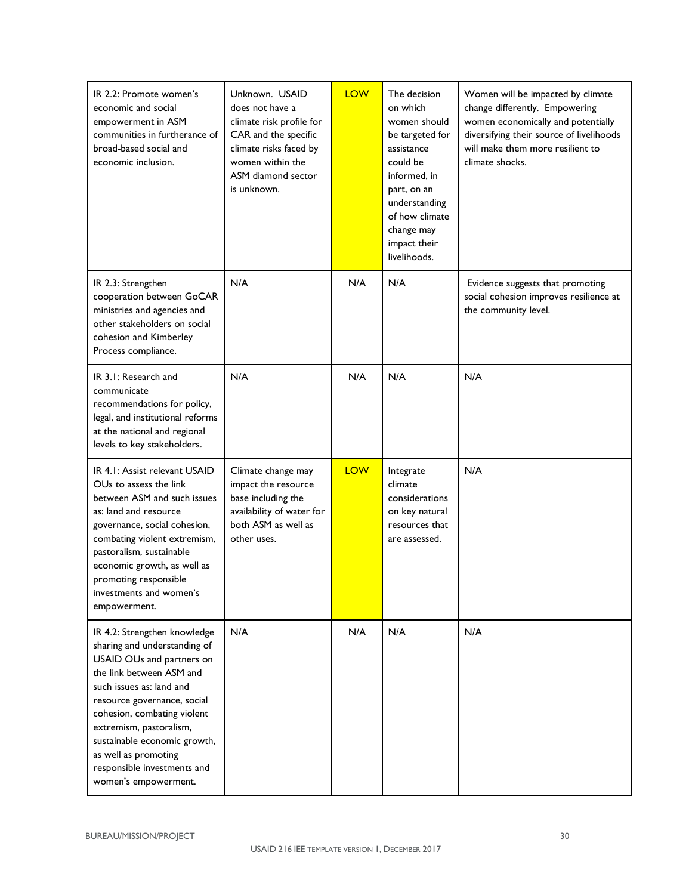| | | | | |
|---|---|---|---|---|
| IR 2.2: Promote women's economic and social empowerment in ASM communities in furtherance of broad-based social and economic inclusion. | Unknown. USAID does not have a climate risk profile for CAR and the specific climate risks faced by women within the ASM diamond sector is unknown. | LOW | The decision on which women should be targeted for assistance could be informed, in part, on an understanding of how climate change may impact their livelihoods. | Women will be impacted by climate change differently. Empowering women economically and potentially diversifying their source of livelihoods will make them more resilient to climate shocks. |
| IR 2.3: Strengthen cooperation between GoCAR ministries and agencies and other stakeholders on social cohesion and Kimberley Process compliance. | N/A | N/A | N/A | Evidence suggests that promoting social cohesion improves resilience at the community level. |
| IR 3.1: Research and communicate recommendations for policy, legal, and institutional reforms at the national and regional levels to key stakeholders. | N/A | N/A | N/A | N/A |
| IR 4.1: Assist relevant USAID OUs to assess the link between ASM and such issues as: land and resource governance, social cohesion, combating violent extremism, pastoralism, sustainable economic growth, as well as promoting responsible investments and women's empowerment. | Climate change may impact the resource base including the availability of water for both ASM as well as other uses. | LOW | Integrate climate considerations on key natural resources that are assessed. | N/A |
| IR 4.2: Strengthen knowledge sharing and understanding of USAID OUs and partners on the link between ASM and such issues as: land and resource governance, social cohesion, combating violent extremism, pastoralism, sustainable economic growth, as well as promoting responsible investments and women's empowerment. | N/A | N/A | N/A | N/A |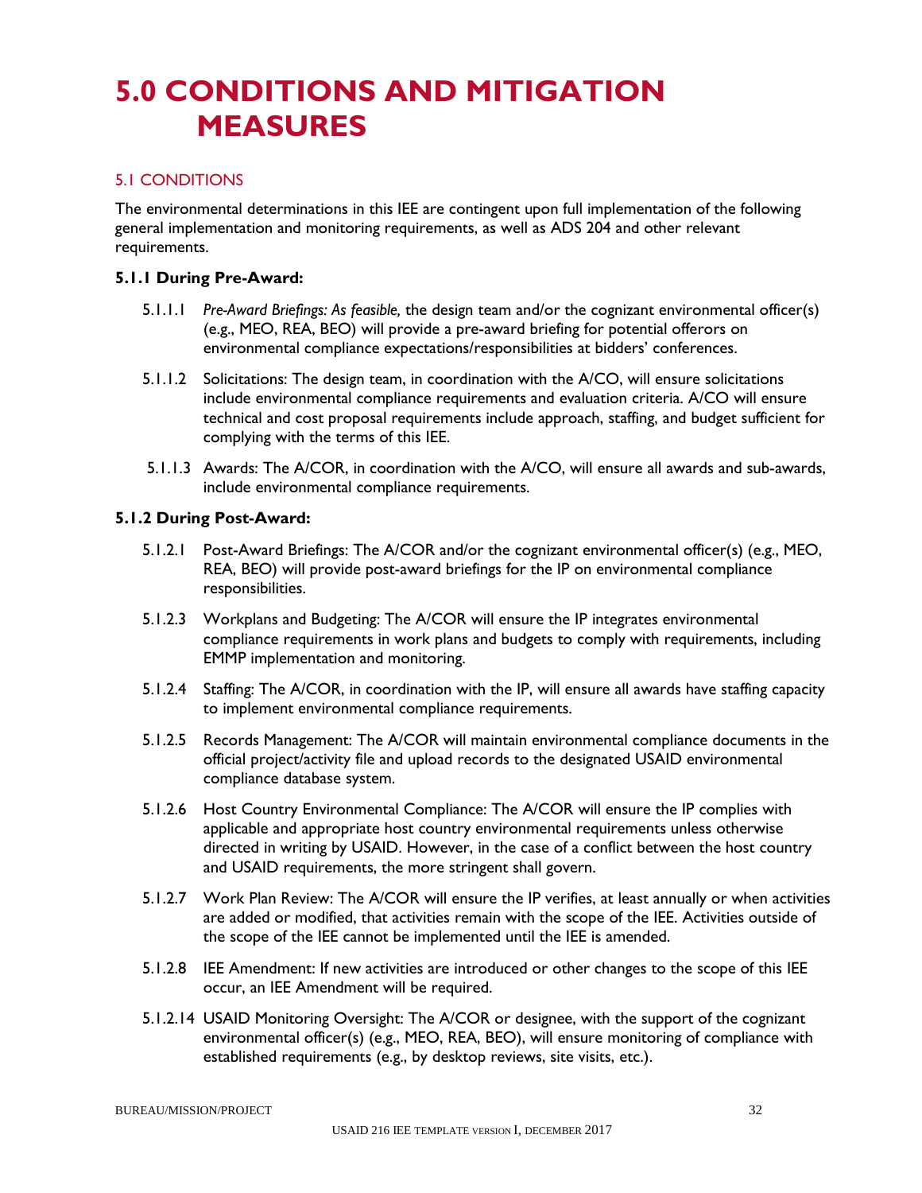# 5.0 CONDITIONS AND MITIGATION MEASURES

## 5.1 CONDITIONS

The environmental determinations in this IEE are contingent upon full implementation of the following general implementation and monitoring requirements, as well as ADS 204 and other relevant requirements.

### 5.1.1 During Pre-Award:

5.1.1.1 *Pre-Award Briefings: As feasible,* the design team and/or the cognizant environmental officer(s) (e.g., MEO, REA, BEO) will provide a pre-award briefing for potential offerors on environmental compliance expectations/responsibilities at bidders' conferences.

5.1.1.2 Solicitations: The design team, in coordination with the A/CO, will ensure solicitations include environmental compliance requirements and evaluation criteria. A/CO will ensure technical and cost proposal requirements include approach, staffing, and budget sufficient for complying with the terms of this IEE.

5.1.1.3 Awards: The A/COR, in coordination with the A/CO, will ensure all awards and sub-awards, include environmental compliance requirements.

### 5.1.2 During Post-Award:

5.1.2.1 Post-Award Briefings: The A/COR and/or the cognizant environmental officer(s) (e.g., MEO, REA, BEO) will provide post-award briefings for the IP on environmental compliance responsibilities.

5.1.2.3 Workplans and Budgeting: The A/COR will ensure the IP integrates environmental compliance requirements in work plans and budgets to comply with requirements, including EMMP implementation and monitoring.

5.1.2.4 Staffing: The A/COR, in coordination with the IP, will ensure all awards have staffing capacity to implement environmental compliance requirements.

5.1.2.5 Records Management: The A/COR will maintain environmental compliance documents in the official project/activity file and upload records to the designated USAID environmental compliance database system.

5.1.2.6 Host Country Environmental Compliance: The A/COR will ensure the IP complies with applicable and appropriate host country environmental requirements unless otherwise directed in writing by USAID. However, in the case of a conflict between the host country and USAID requirements, the more stringent shall govern.

5.1.2.7 Work Plan Review: The A/COR will ensure the IP verifies, at least annually or when activities are added or modified, that activities remain with the scope of the IEE. Activities outside of the scope of the IEE cannot be implemented until the IEE is amended.

5.1.2.8 IEE Amendment: If new activities are introduced or other changes to the scope of this IEE occur, an IEE Amendment will be required.

5.1.2.14 USAID Monitoring Oversight: The A/COR or designee, with the support of the cognizant environmental officer(s) (e.g., MEO, REA, BEO), will ensure monitoring of compliance with established requirements (e.g., by desktop reviews, site visits, etc.).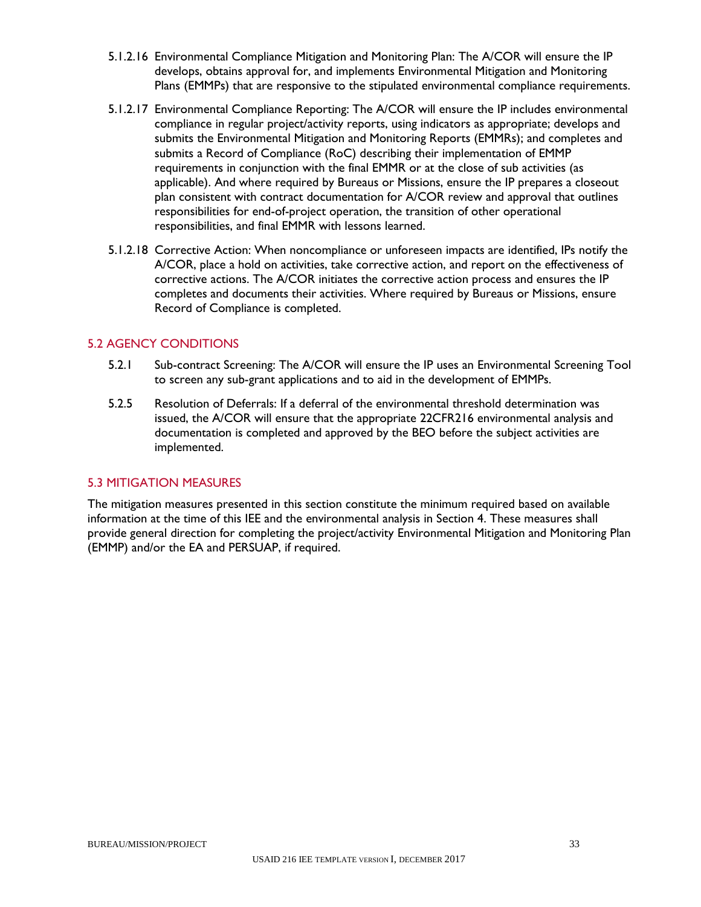5.1.2.16 Environmental Compliance Mitigation and Monitoring Plan: The A/COR will ensure the IP develops, obtains approval for, and implements Environmental Mitigation and Monitoring Plans (EMMPs) that are responsive to the stipulated environmental compliance requirements.

5.1.2.17 Environmental Compliance Reporting: The A/COR will ensure the IP includes environmental compliance in regular project/activity reports, using indicators as appropriate; develops and submits the Environmental Mitigation and Monitoring Reports (EMMRs); and completes and submits a Record of Compliance (RoC) describing their implementation of EMMP requirements in conjunction with the final EMMR or at the close of sub activities (as applicable). And where required by Bureaus or Missions, ensure the IP prepares a closeout plan consistent with contract documentation for A/COR review and approval that outlines responsibilities for end-of-project operation, the transition of other operational responsibilities, and final EMMR with lessons learned.

5.1.2.18 Corrective Action: When noncompliance or unforeseen impacts are identified, IPs notify the A/COR, place a hold on activities, take corrective action, and report on the effectiveness of corrective actions. The A/COR initiates the corrective action process and ensures the IP completes and documents their activities. Where required by Bureaus or Missions, ensure Record of Compliance is completed.

## 5.2 AGENCY CONDITIONS

5.2.1 Sub-contract Screening: The A/COR will ensure the IP uses an Environmental Screening Tool to screen any sub-grant applications and to aid in the development of EMMPs.

5.2.5 Resolution of Deferrals: If a deferral of the environmental threshold determination was issued, the A/COR will ensure that the appropriate 22CFR216 environmental analysis and documentation is completed and approved by the BEO before the subject activities are implemented.

## 5.3 MITIGATION MEASURES

The mitigation measures presented in this section constitute the minimum required based on available information at the time of this IEE and the environmental analysis in Section 4. These measures shall provide general direction for completing the project/activity Environmental Mitigation and Monitoring Plan (EMMP) and/or the EA and PERSUAP, if required.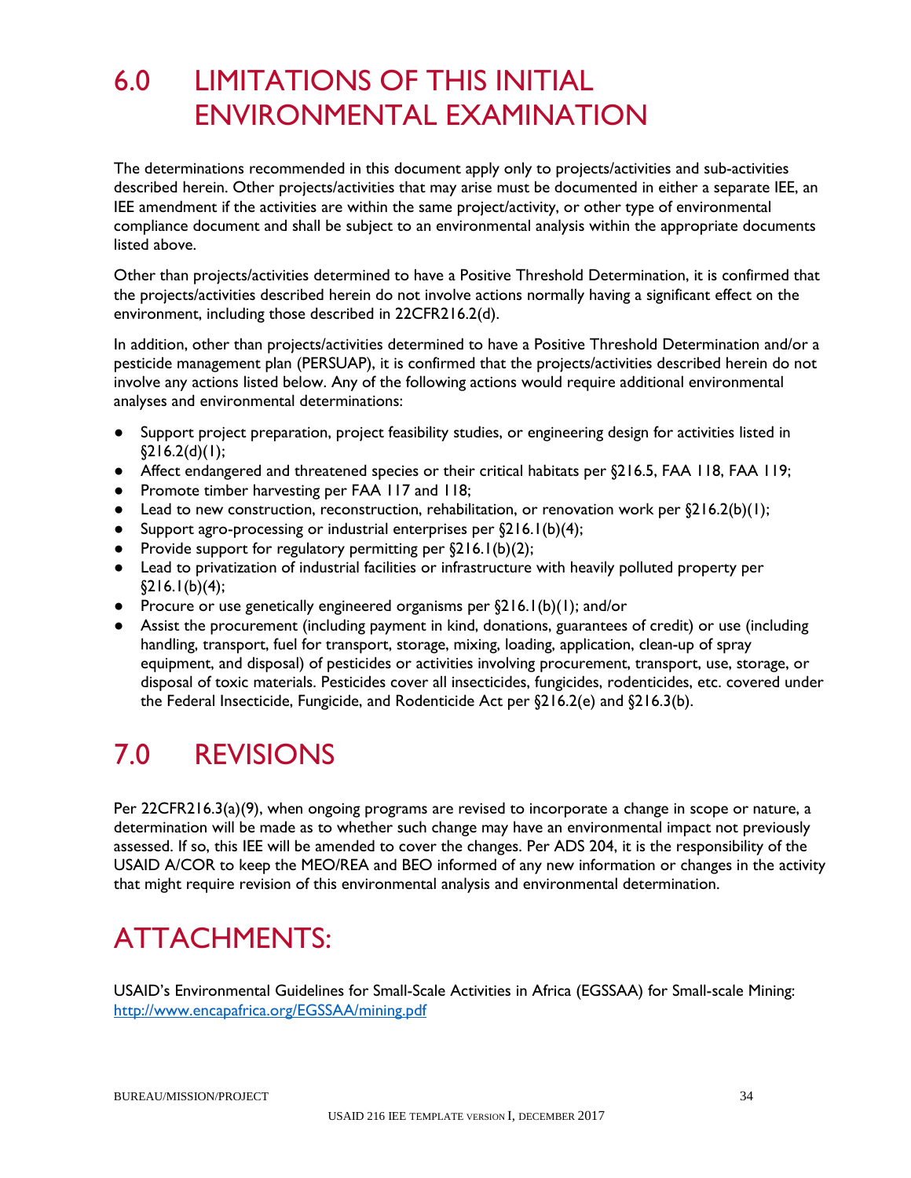# 6.0 LIMITATIONS OF THIS INITIAL ENVIRONMENTAL EXAMINATION

The determinations recommended in this document apply only to projects/activities and sub-activities described herein. Other projects/activities that may arise must be documented in either a separate IEE, an IEE amendment if the activities are within the same project/activity, or other type of environmental compliance document and shall be subject to an environmental analysis within the appropriate documents listed above.

Other than projects/activities determined to have a Positive Threshold Determination, it is confirmed that the projects/activities described herein do not involve actions normally having a significant effect on the environment, including those described in 22CFR216.2(d).

In addition, other than projects/activities determined to have a Positive Threshold Determination and/or a pesticide management plan (PERSUAP), it is confirmed that the projects/activities described herein do not involve any actions listed below. Any of the following actions would require additional environmental analyses and environmental determinations:

- Support project preparation, project feasibility studies, or engineering design for activities listed in §216.2(d)(1);
- Affect endangered and threatened species or their critical habitats per §216.5, FAA 118, FAA 119;
- Promote timber harvesting per FAA 117 and 118;
- Lead to new construction, reconstruction, rehabilitation, or renovation work per §216.2(b)(1);
- Support agro-processing or industrial enterprises per §216.1(b)(4);
- Provide support for regulatory permitting per §216.1(b)(2);
- Lead to privatization of industrial facilities or infrastructure with heavily polluted property per §216.1(b)(4);
- Procure or use genetically engineered organisms per §216.1(b)(1); and/or
- Assist the procurement (including payment in kind, donations, guarantees of credit) or use (including handling, transport, fuel for transport, storage, mixing, loading, application, clean-up of spray equipment, and disposal) of pesticides or activities involving procurement, transport, use, storage, or disposal of toxic materials. Pesticides cover all insecticides, fungicides, rodenticides, etc. covered under the Federal Insecticide, Fungicide, and Rodenticide Act per §216.2(e) and §216.3(b).

# 7.0 REVISIONS

Per 22CFR216.3(a)(9), when ongoing programs are revised to incorporate a change in scope or nature, a determination will be made as to whether such change may have an environmental impact not previously assessed. If so, this IEE will be amended to cover the changes. Per ADS 204, it is the responsibility of the USAID A/COR to keep the MEO/REA and BEO informed of any new information or changes in the activity that might require revision of this environmental analysis and environmental determination.

# ATTACHMENTS:

USAID's Environmental Guidelines for Small-Scale Activities in Africa (EGSSAA) for Small-scale Mining: [http://www.encapafrica.org/EGSSAA/mining.pdf](http://www.encapafrica.org/EGSSAA/mining.pdf)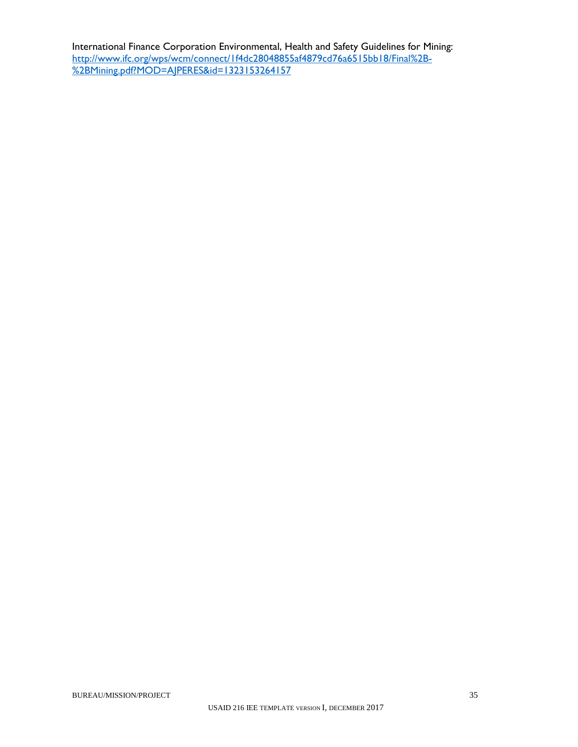International Finance Corporation Environmental, Health and Safety Guidelines for Mining: http://www.ifc.org/wps/wcm/connect/1f4dc28048855af4879cd76a6515bb18/Final%2B-%2BMining.pdf?MOD=AJPERES&id=1323153264157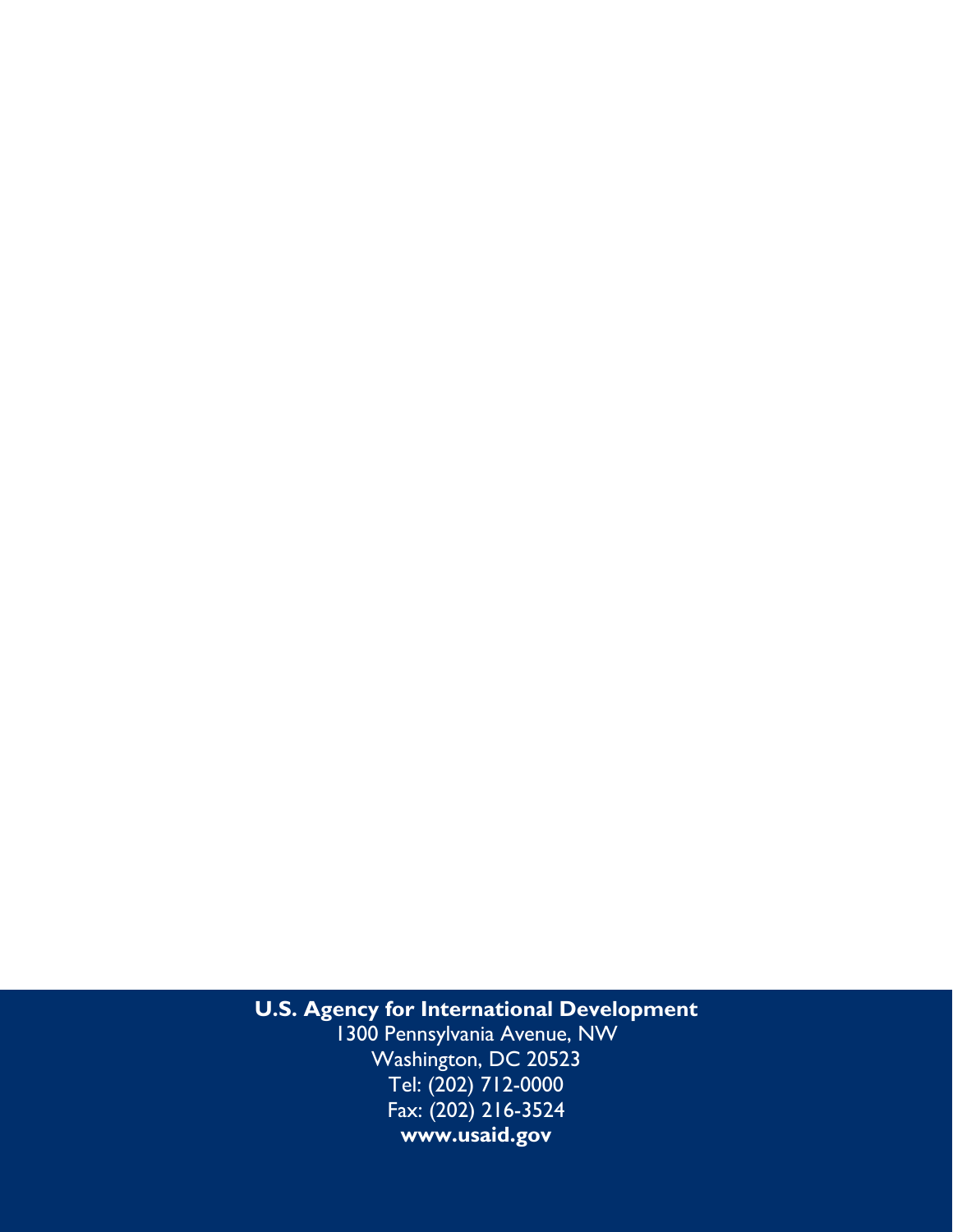**U.S. Agency for International Development**
1300 Pennsylvania Avenue, NW
Washington, DC 20523
Tel: (202) 712-0000
Fax: (202) 216-3524
**www.usaid.gov**